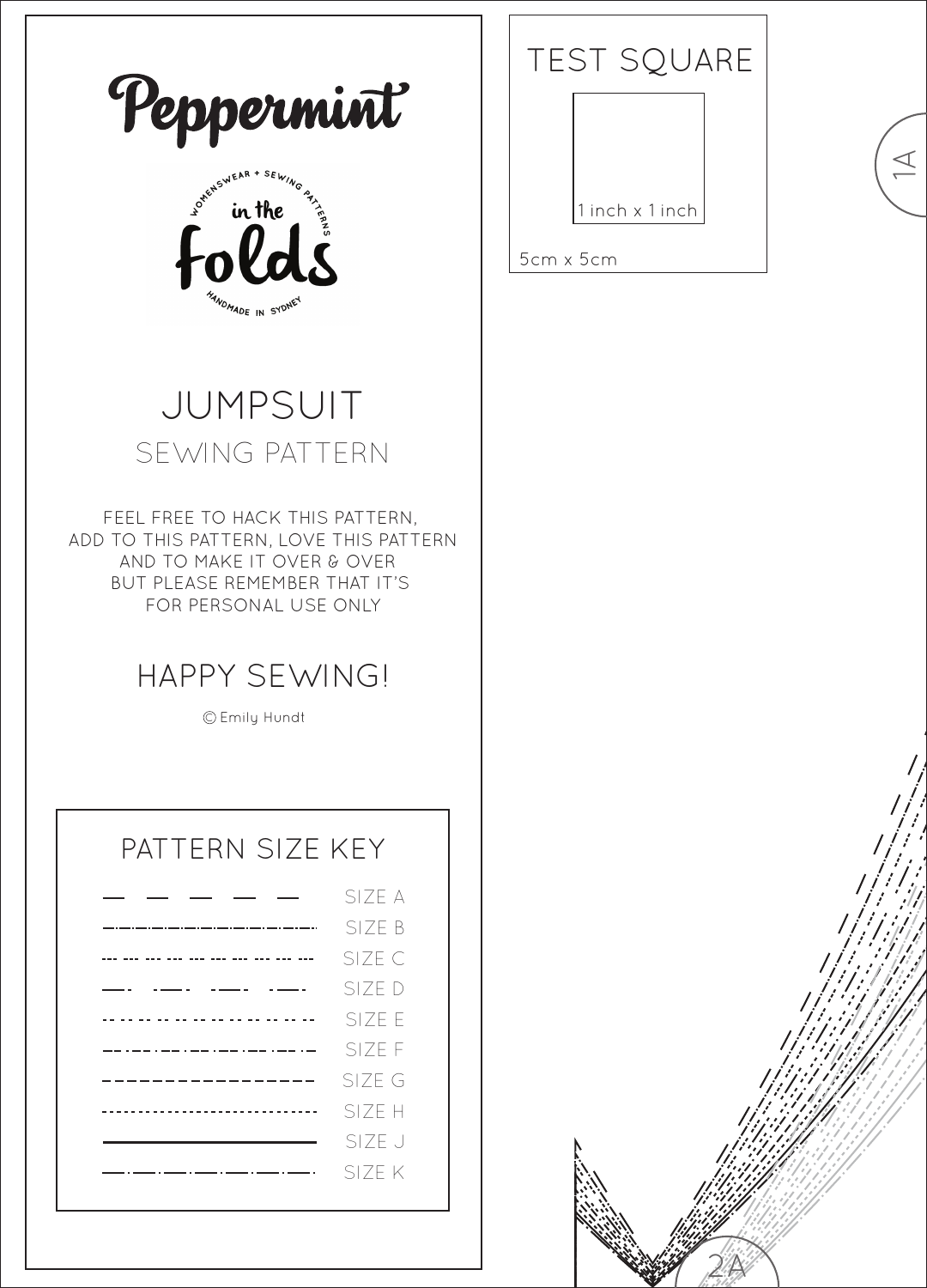# Peppermint

in the folds

WOMENSWEAR + SEWING PATTERNS

HANDMADE IN SYDNEY

# JUMPSUIT

## SEWING PATTERN

FEEL FREE TO HACK THIS PATTERN,
ADD TO THIS PATTERN, LOVE THIS PATTERN
AND TO MAKE IT OVER & OVER
BUT PLEASE REMEMBER THAT IT'S
FOR PERSONAL USE ONLY

## HAPPY SEWING!

© Emily Hundt

### PATTERN SIZE KEY

SIZE A

SIZE B

SIZE C

SIZE D

SIZE E

SIZE F

SIZE G

SIZE H

SIZE J

SIZE K

### TEST SQUARE

1 inch x 1 inch

5cm x 5cm

1A

2A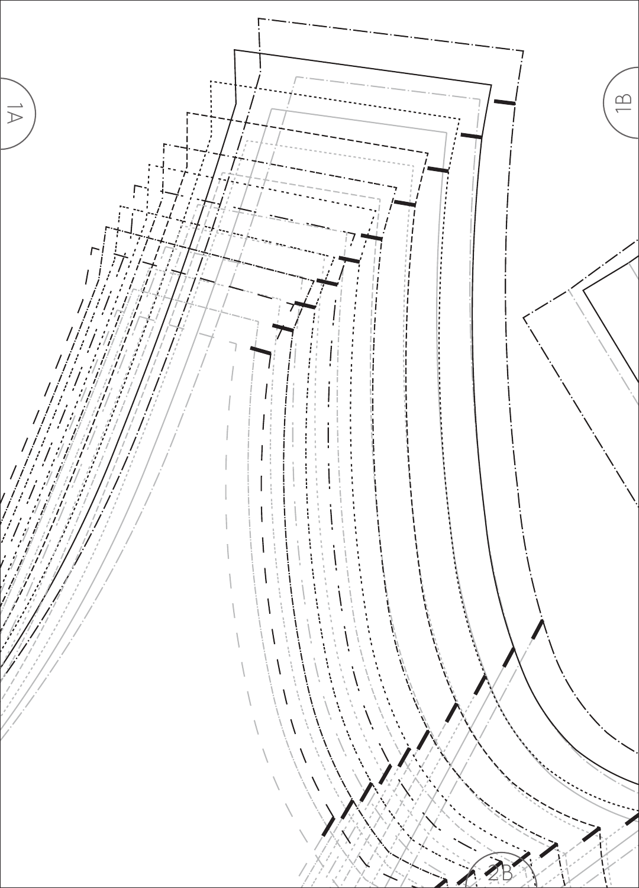1A

1B

2B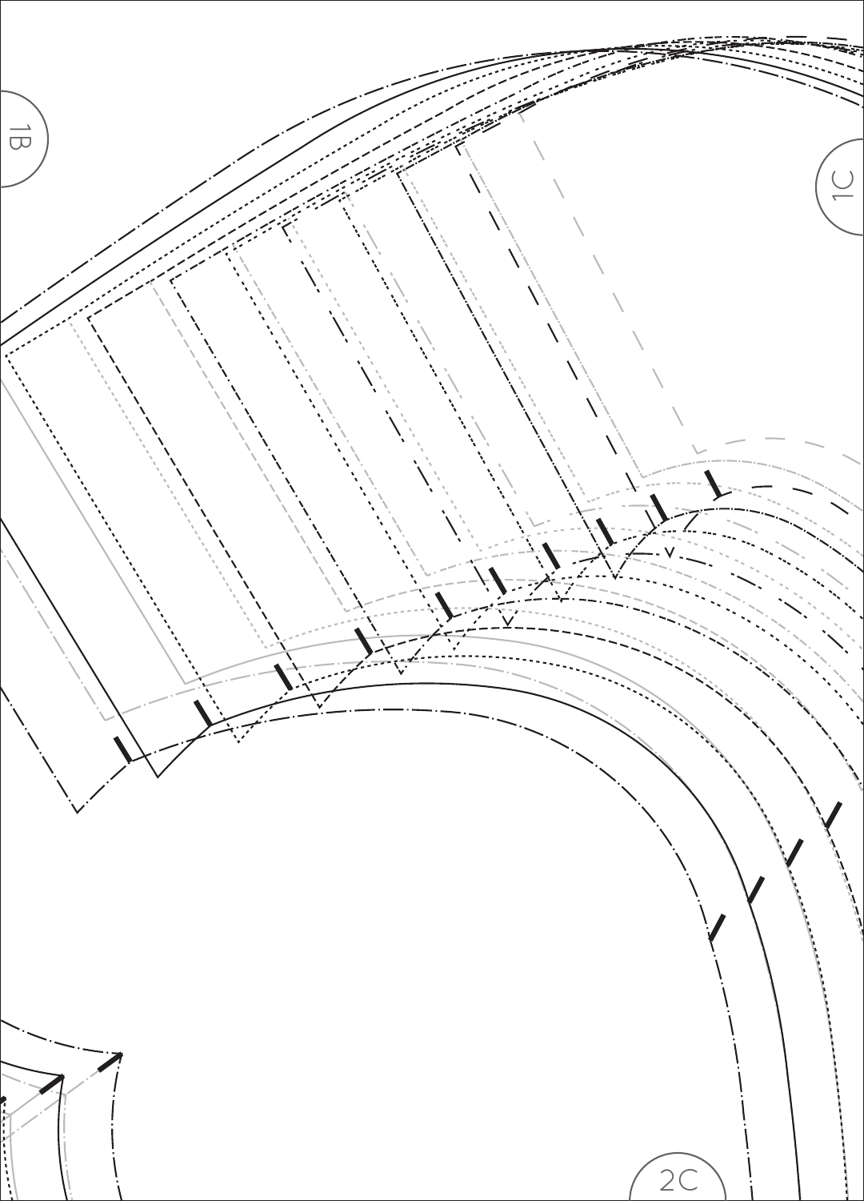1B

1C

2C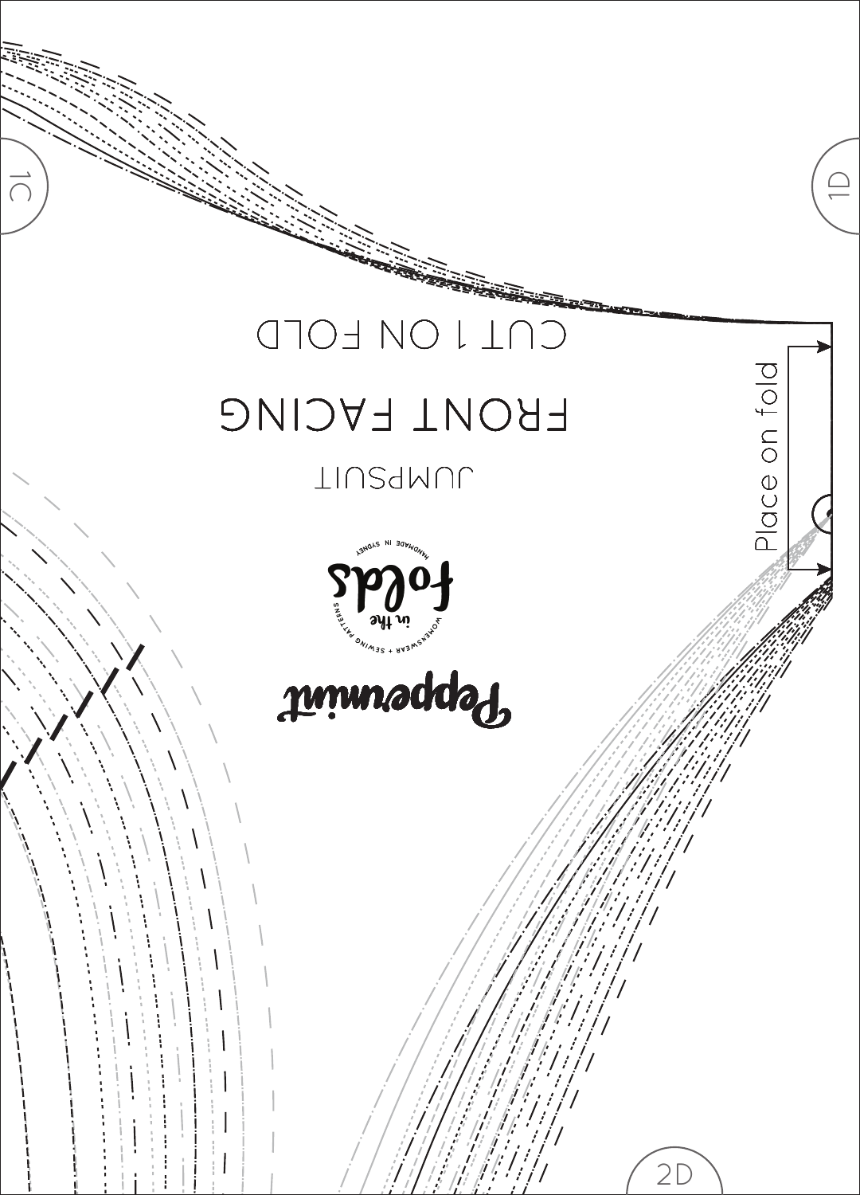1C

1D

CUT 1 ON FOLD

FRONT FACING

JUMPSUIT

Place on fold

Peppermint

in the folds

HANDMADE IN SYDNEY

WOMENSWEAR + SEWING PATTERNS

2D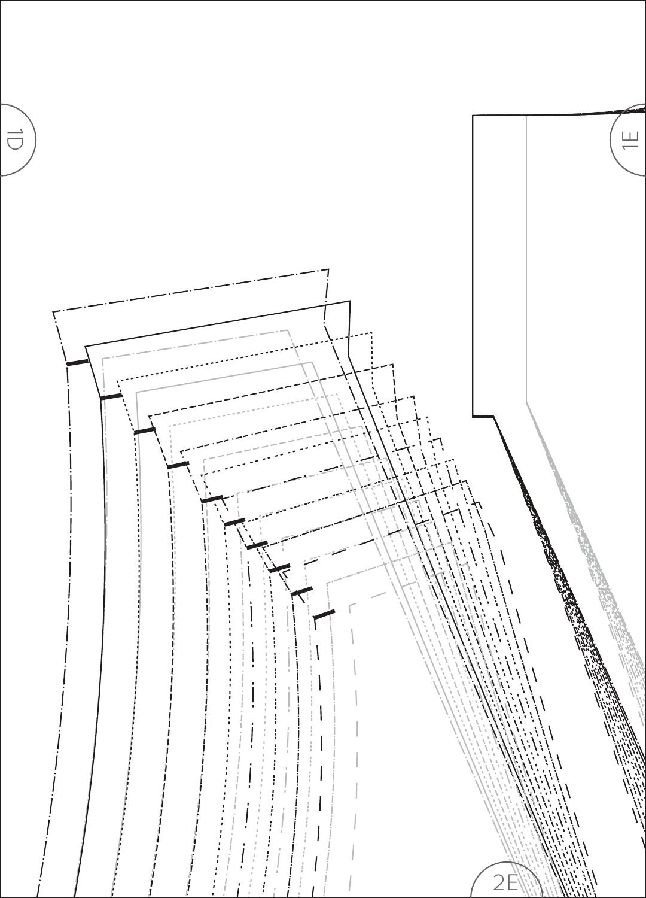1D

1E

2E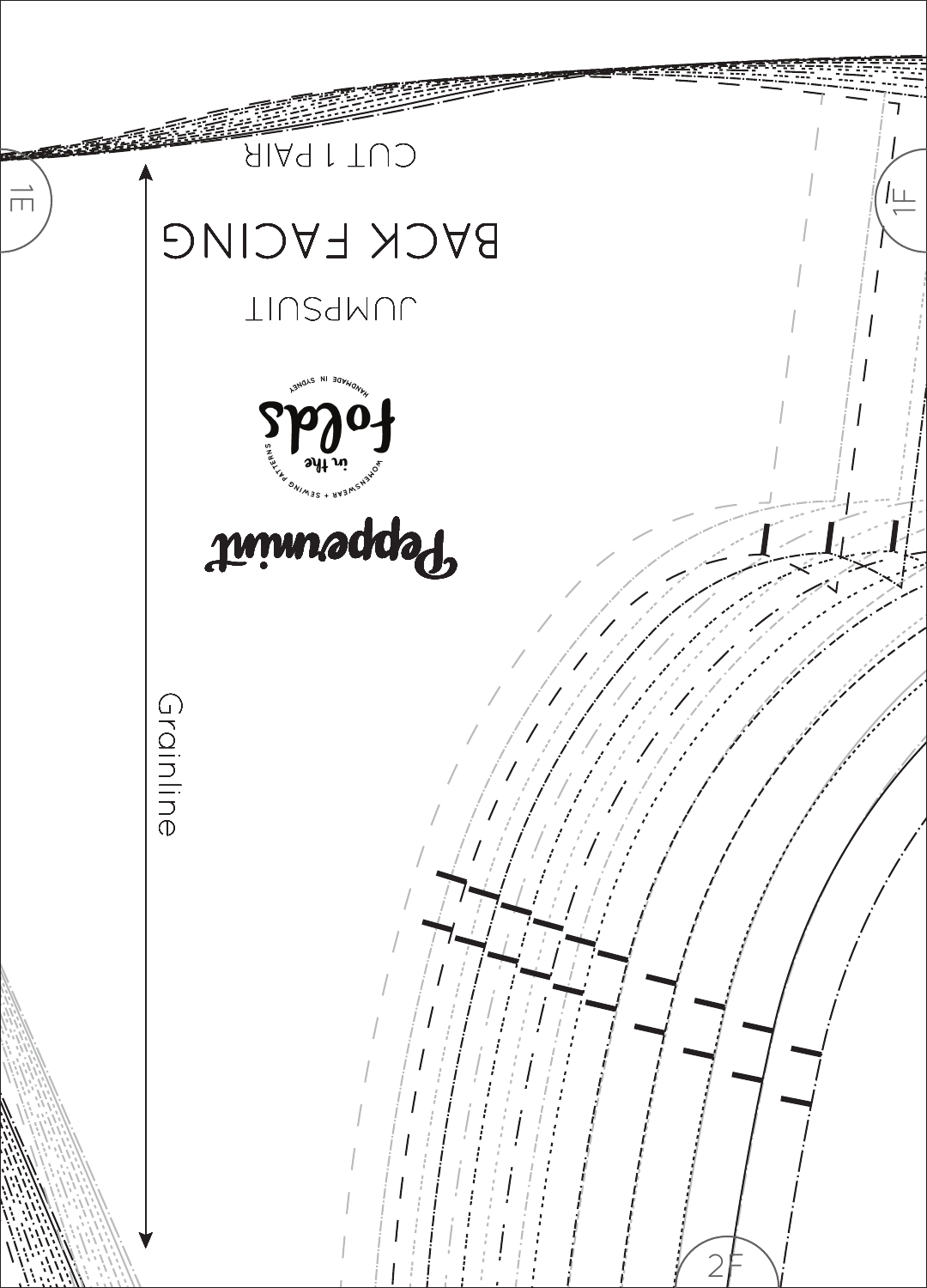1E

1F

CUT 1 PAIR

BACK FACING

JUMPSUIT

in the folds

HANDMADE IN SYDNEY

WOMENSWEAR + SEWING PATTERNS

Peppermint

Grainline

2F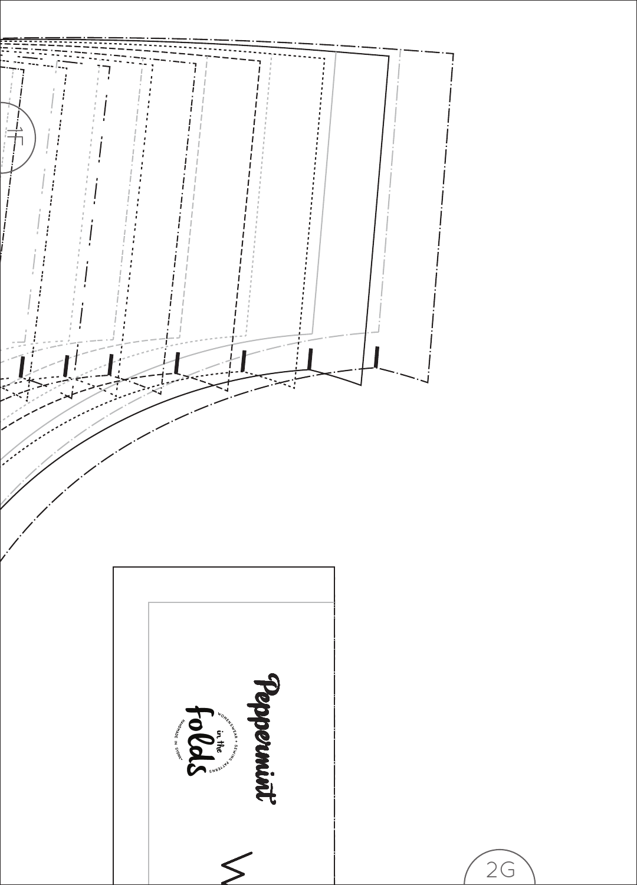1F

Peppermint

in the folds

WOMENSWEAR + SEWING PATTERNS

HANDMADE IN SYDNEY

2G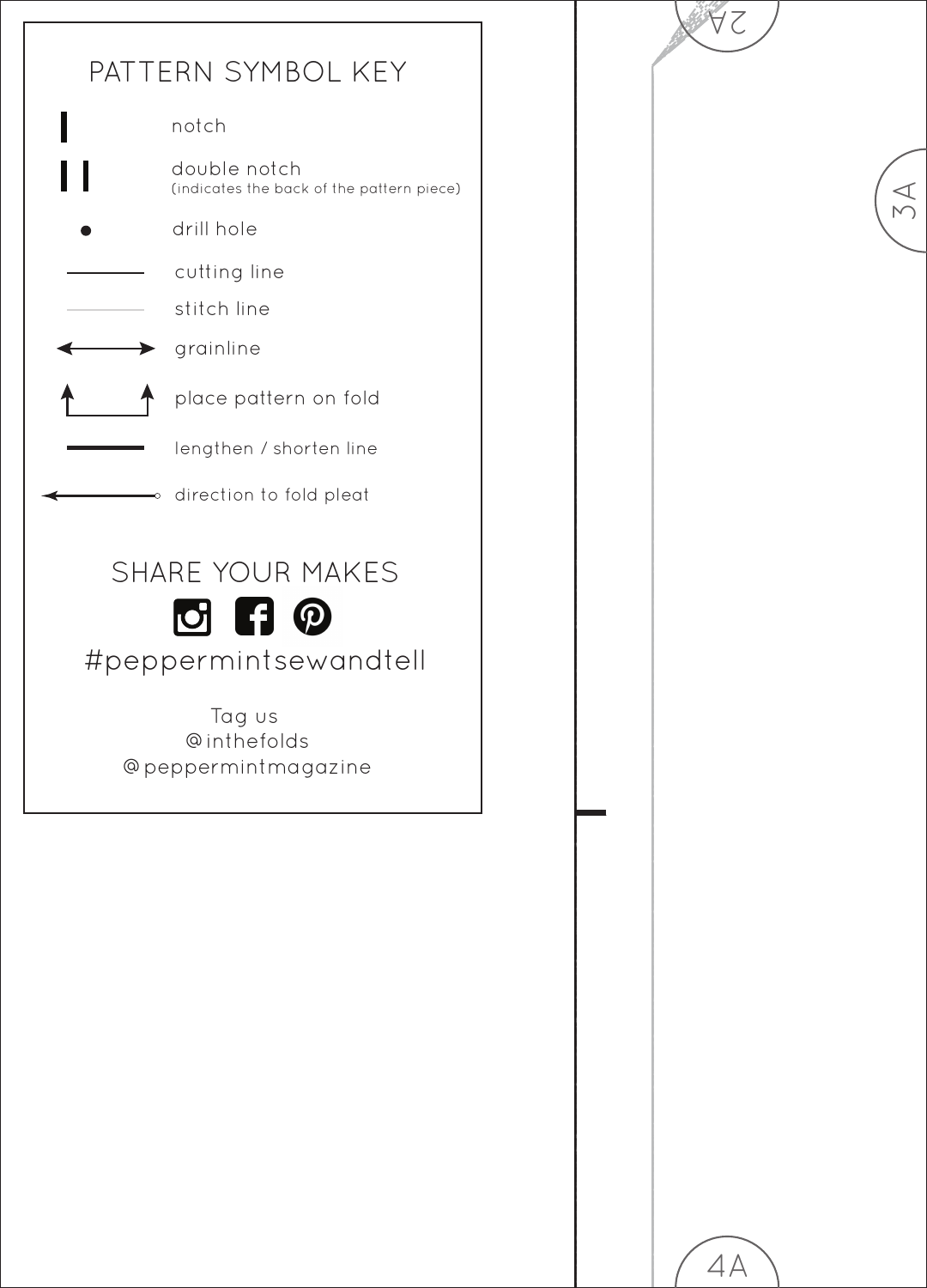# PATTERN SYMBOL KEY

- notch
- double notch (indicates the back of the pattern piece)
- drill hole
- cutting line
- stitch line
- grainline
- place pattern on fold
- lengthen / shorten line
- direction to fold pleat

## SHARE YOUR MAKES

#peppermintsewandtell

Tag us
@inthefolds
@peppermintmagazine

2A

3A

4A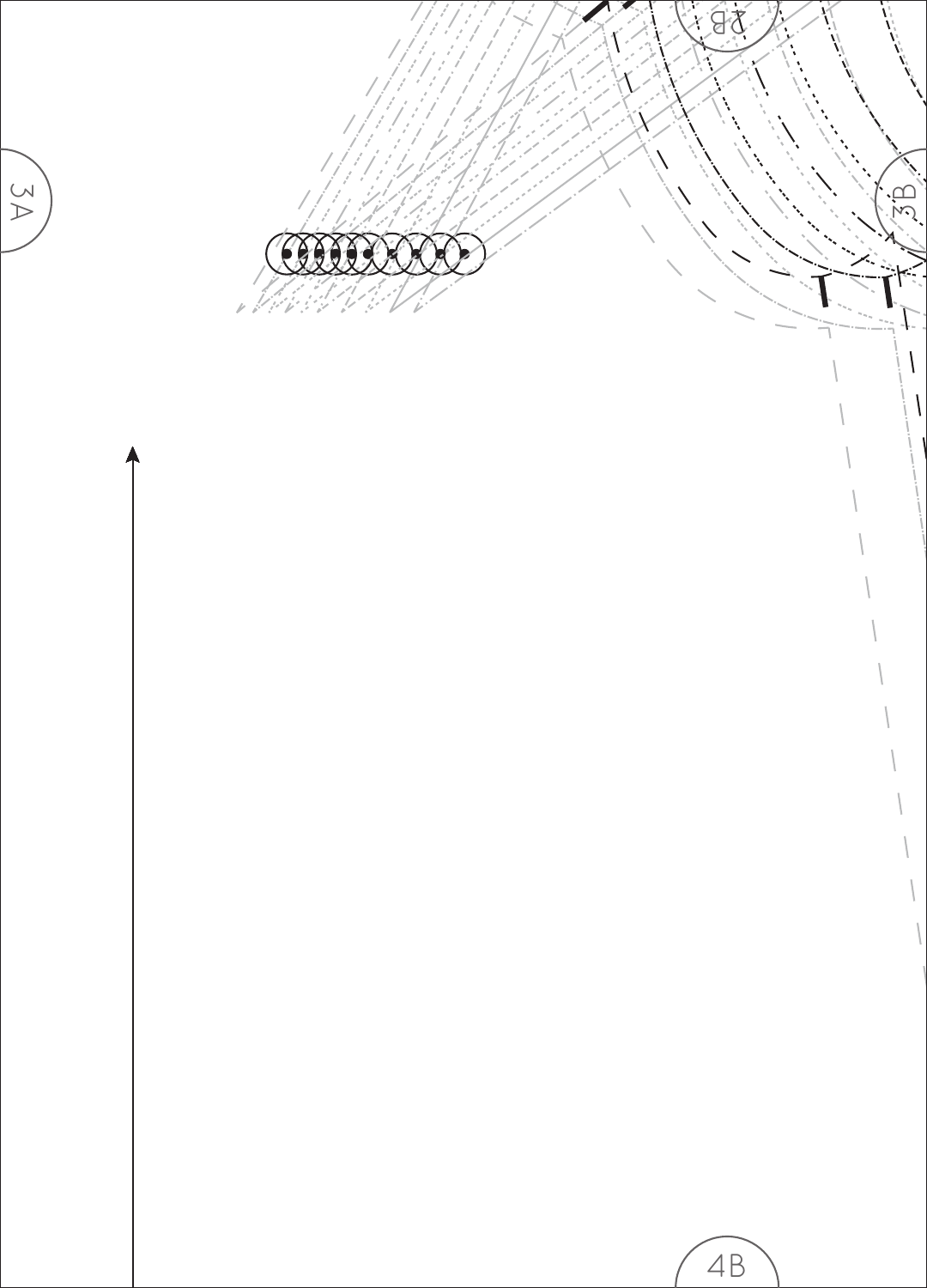3A

2B

3B

4B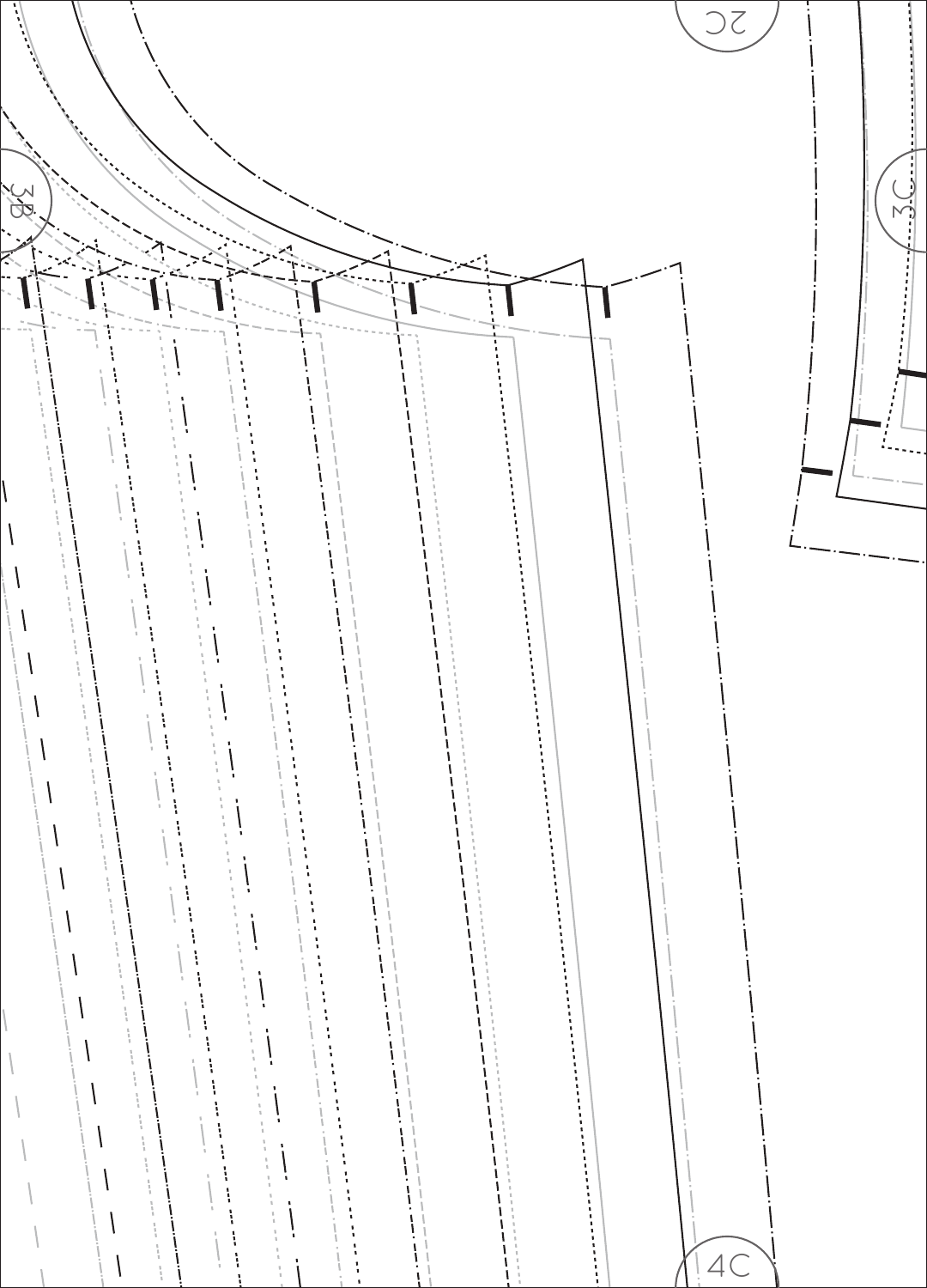2C

3B

3C

4C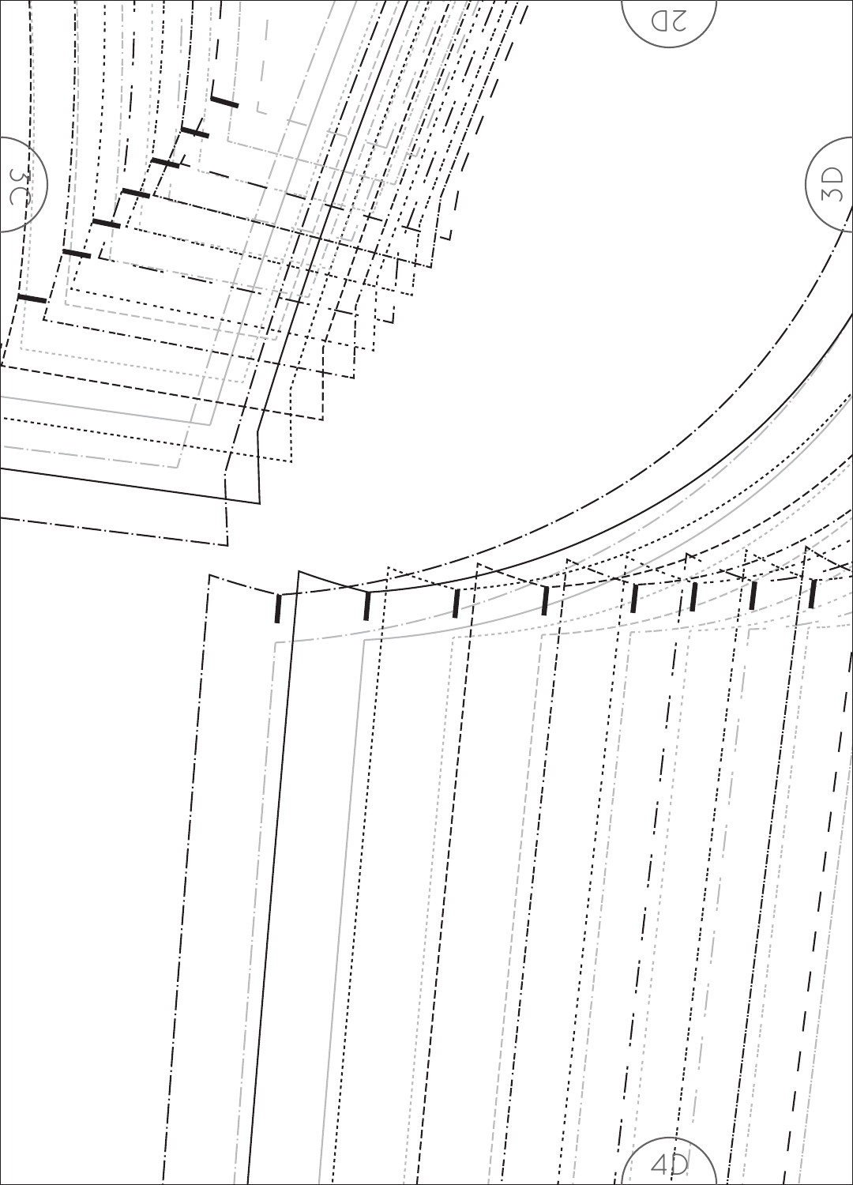2D

3C

3D

4D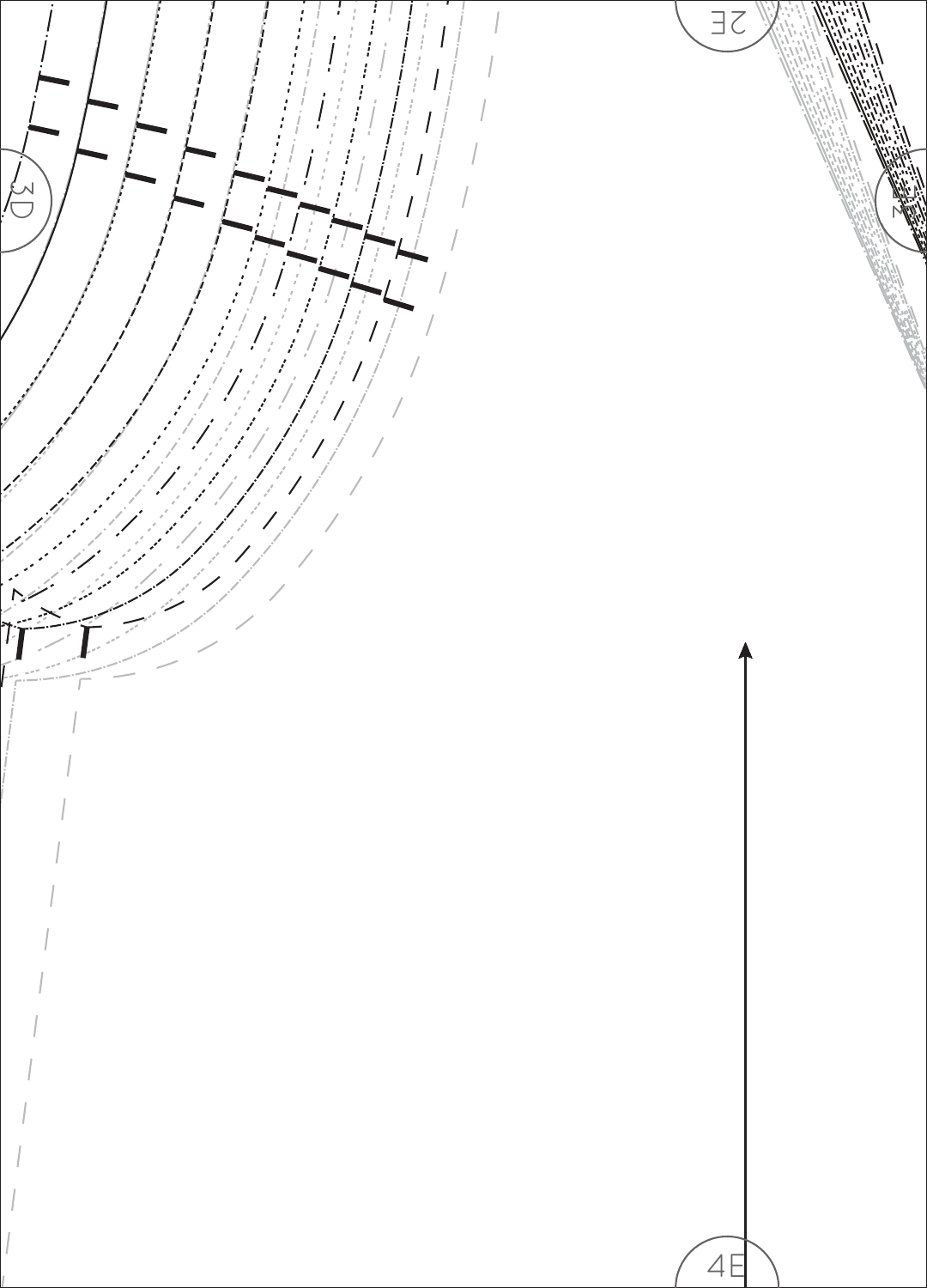2E

3D

4E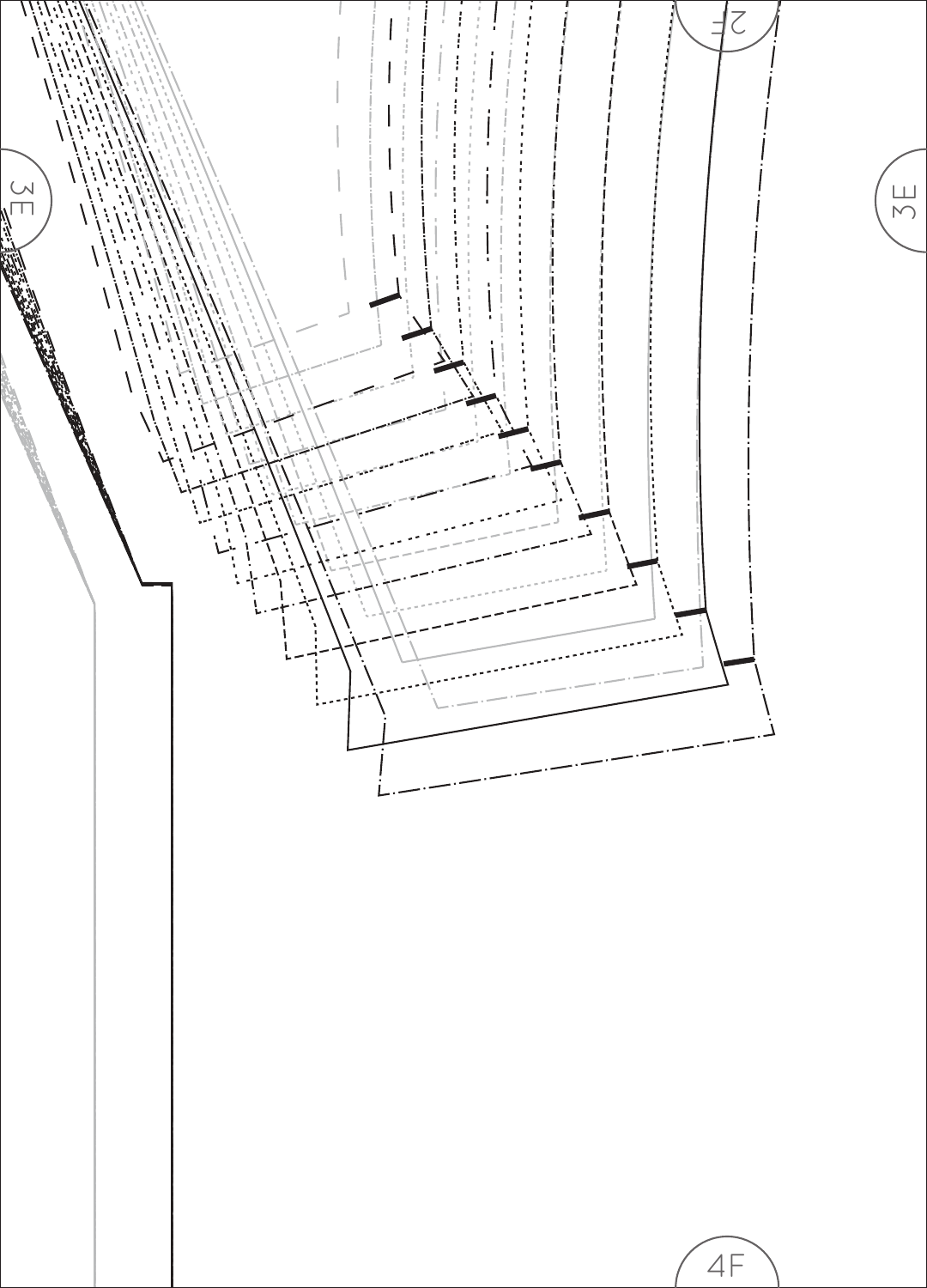2F

3E

3E

4F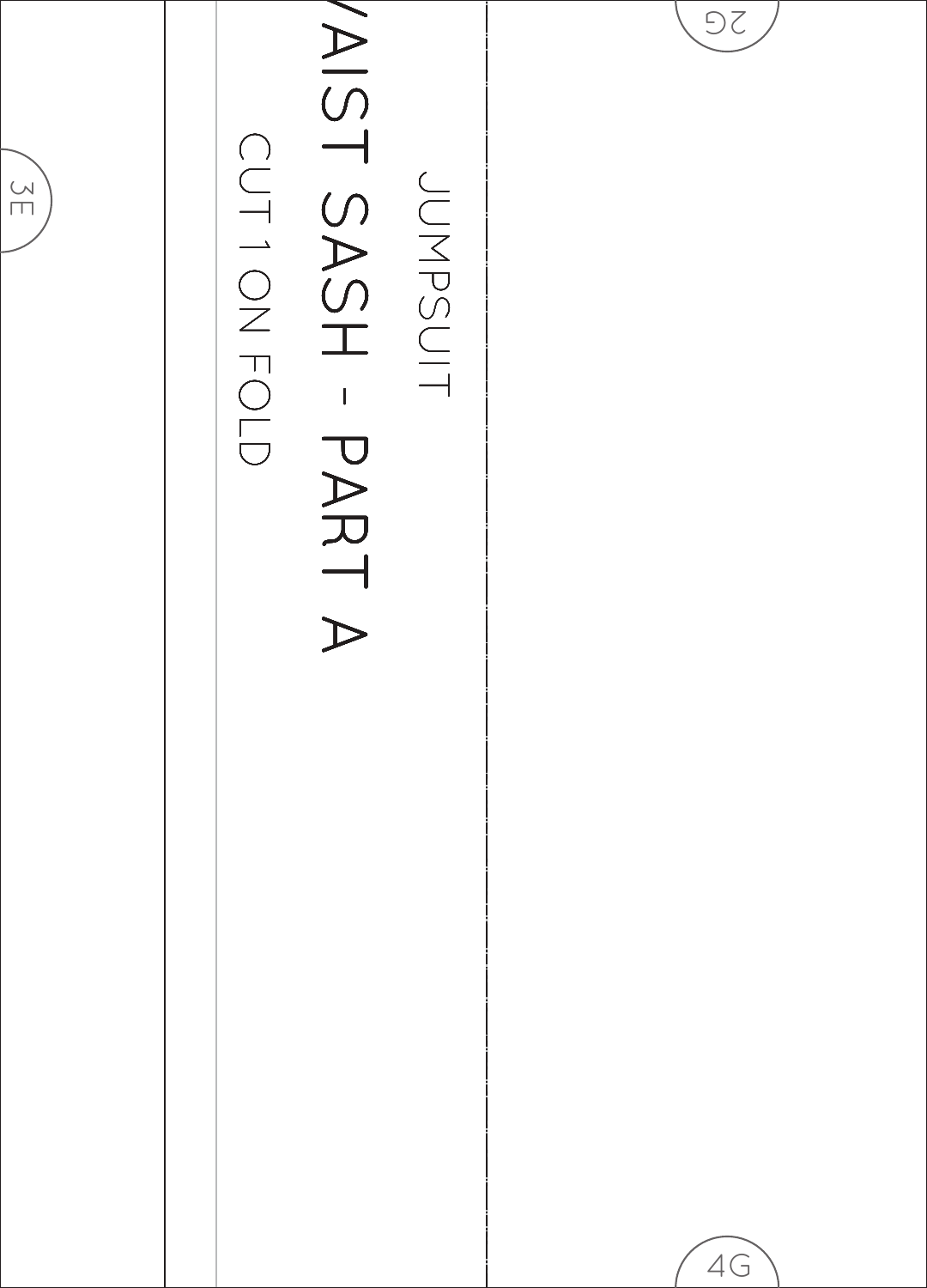JUMPSUIT

# WAIST SASH - PART A

CUT 1 ON FOLD

2G

3E

4G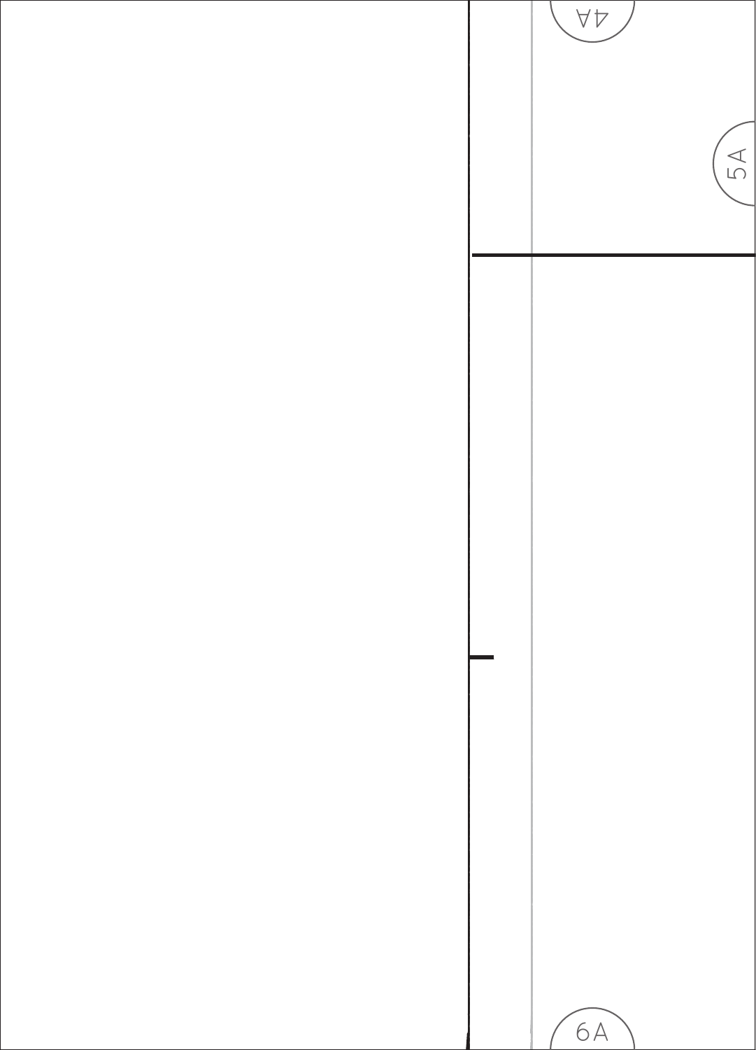4A

5A

6A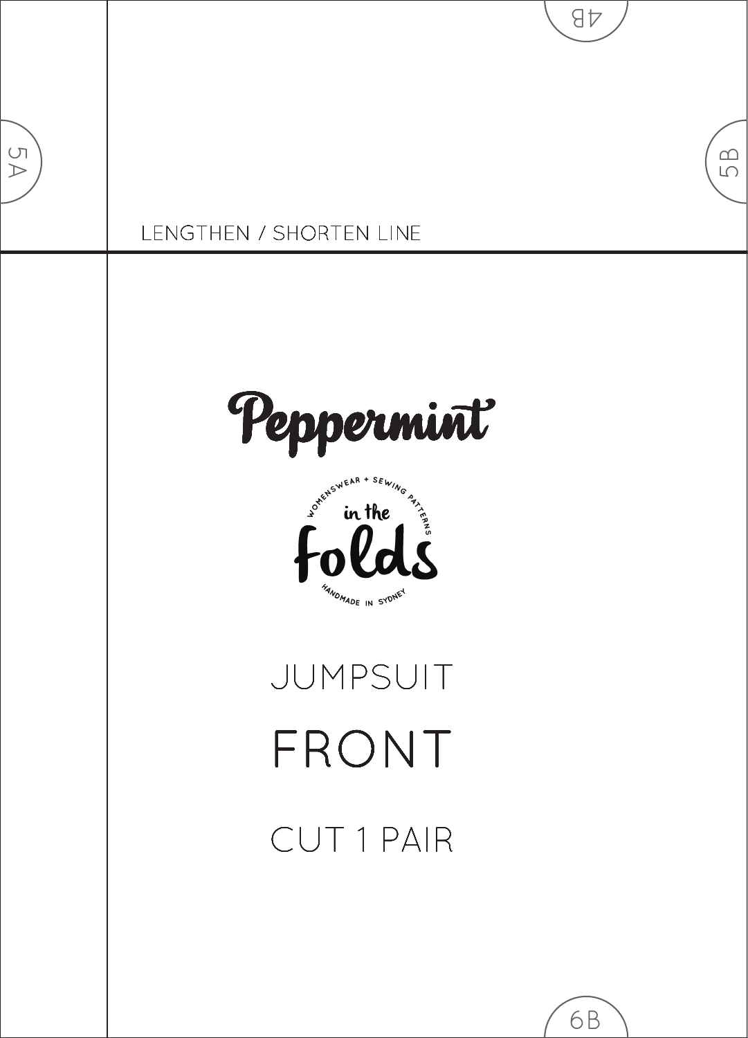4B

5A

5B

LENGTHEN / SHORTEN LINE

Peppermint

WOMENSWEAR + SEWING PATTERNS

in the folds

HANDMADE IN SYDNEY

JUMPSUIT

FRONT

CUT 1 PAIR

6B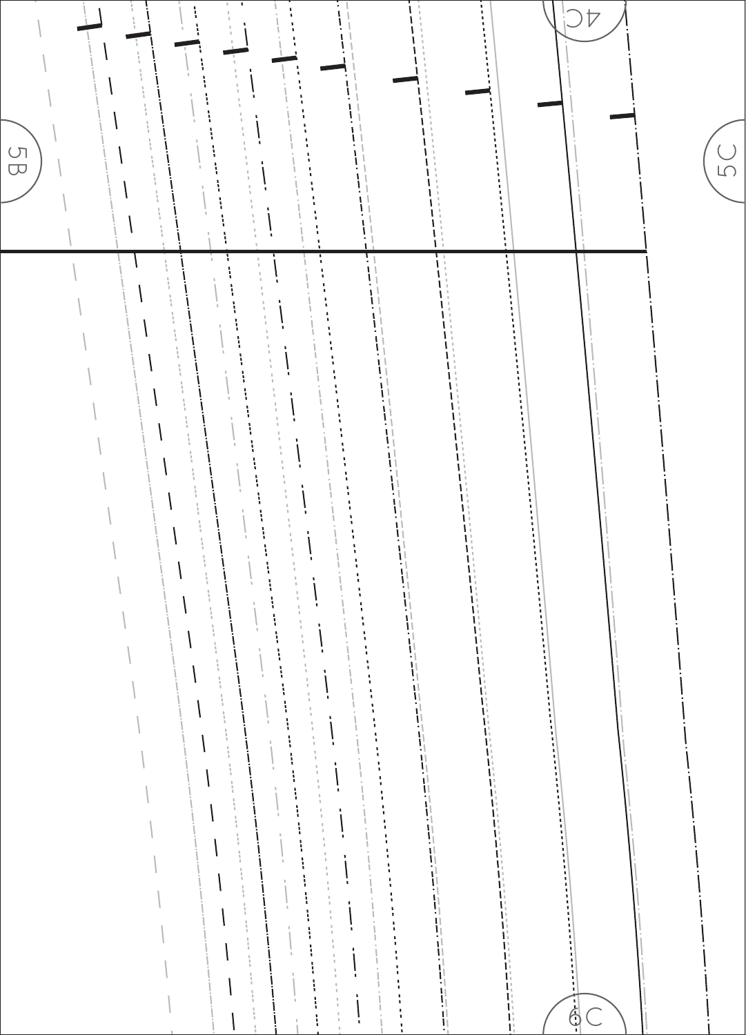4C

5B

5C

6C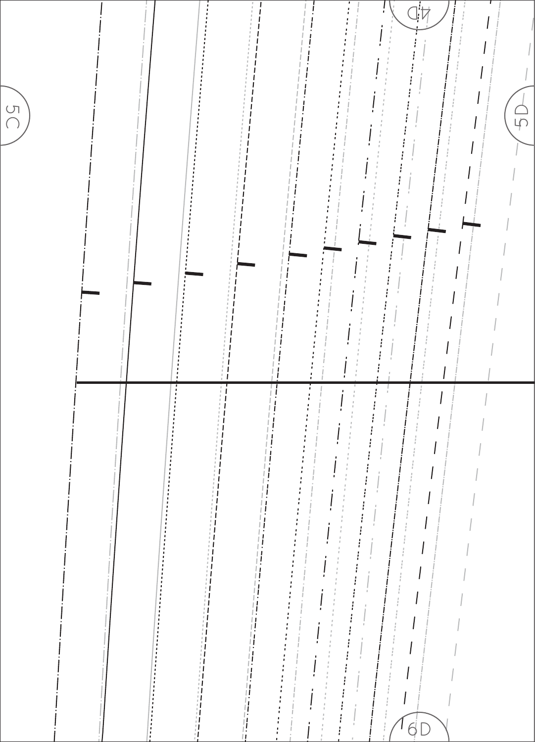4D

5C

5D

6D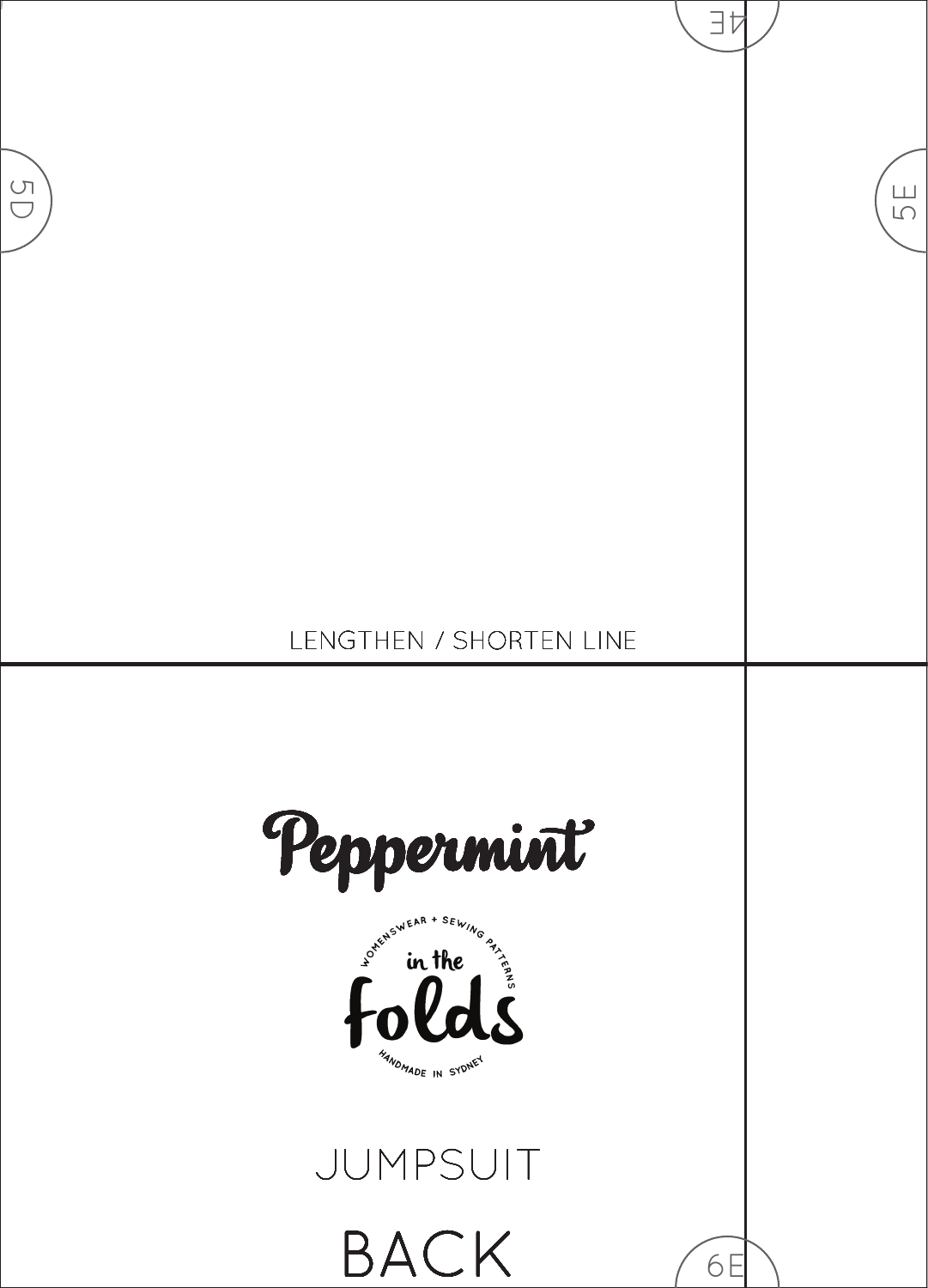4E

5D

5E

LENGTHEN / SHORTEN LINE

Peppermint

in the folds

WOMENSWEAR + SEWING PATTERNS

HANDMADE IN SYDNEY

JUMPSUIT

BACK

6E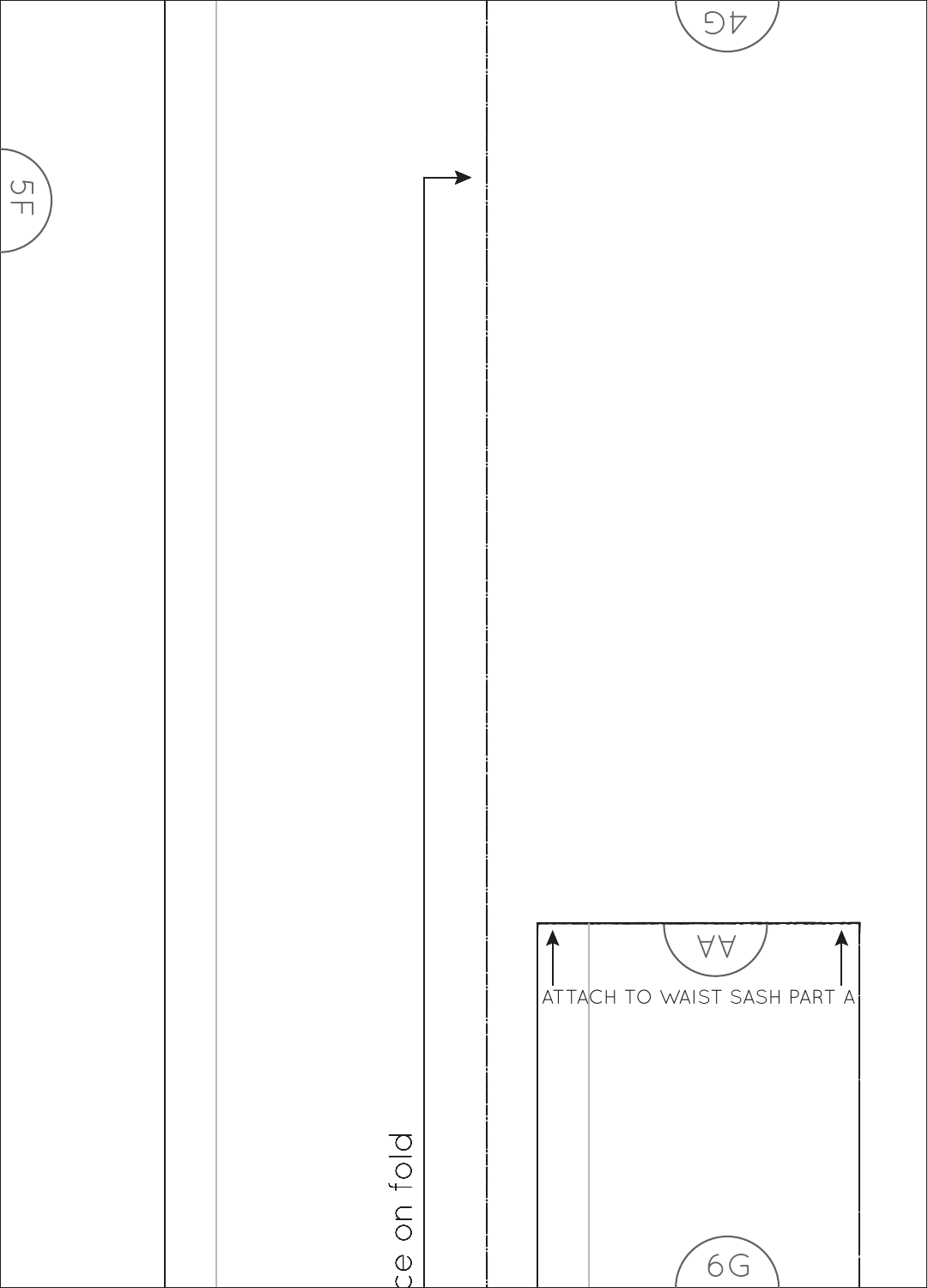5F

4G

ce on fold

AA

ATTACH TO WAIST SASH PART A

6G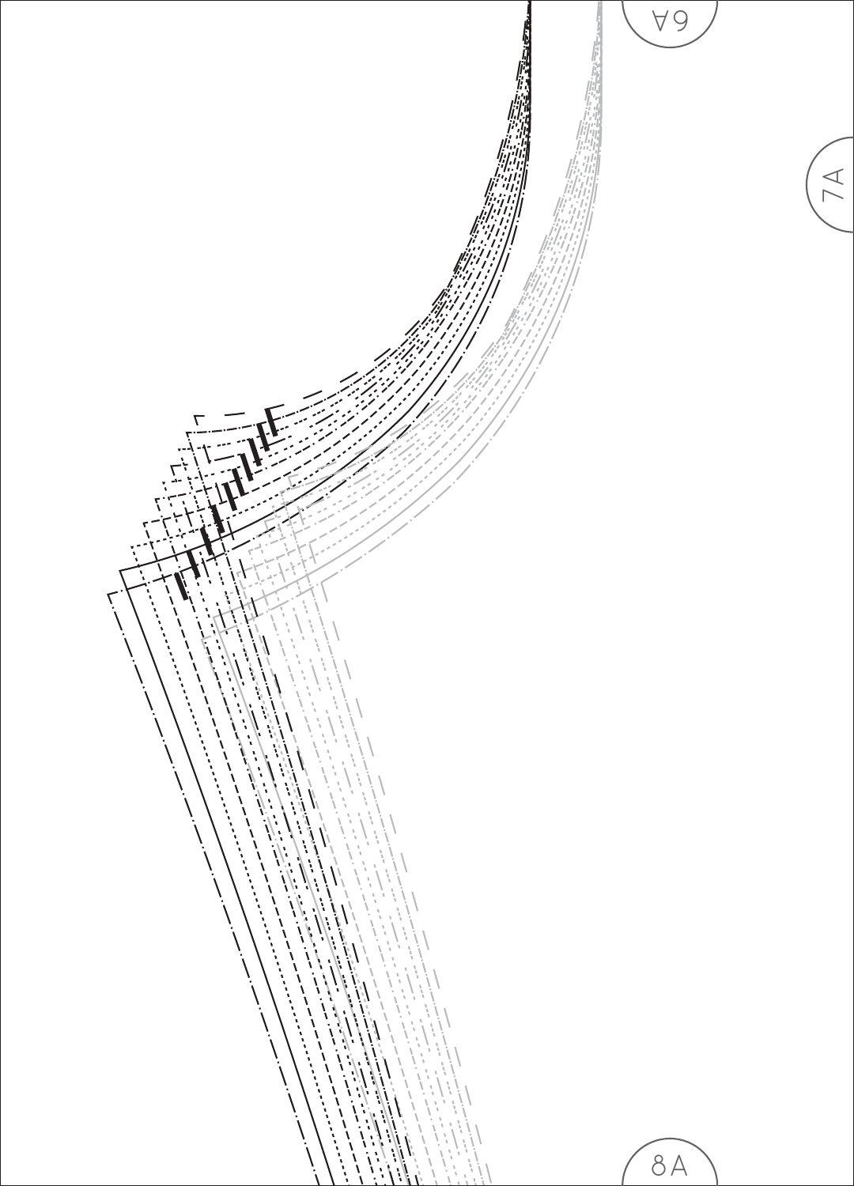6A

7A

8A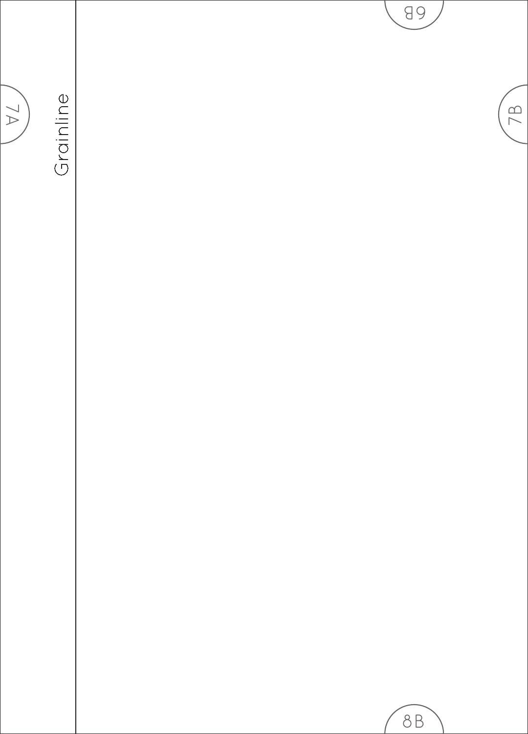6B

7A

Grainline

7B

8B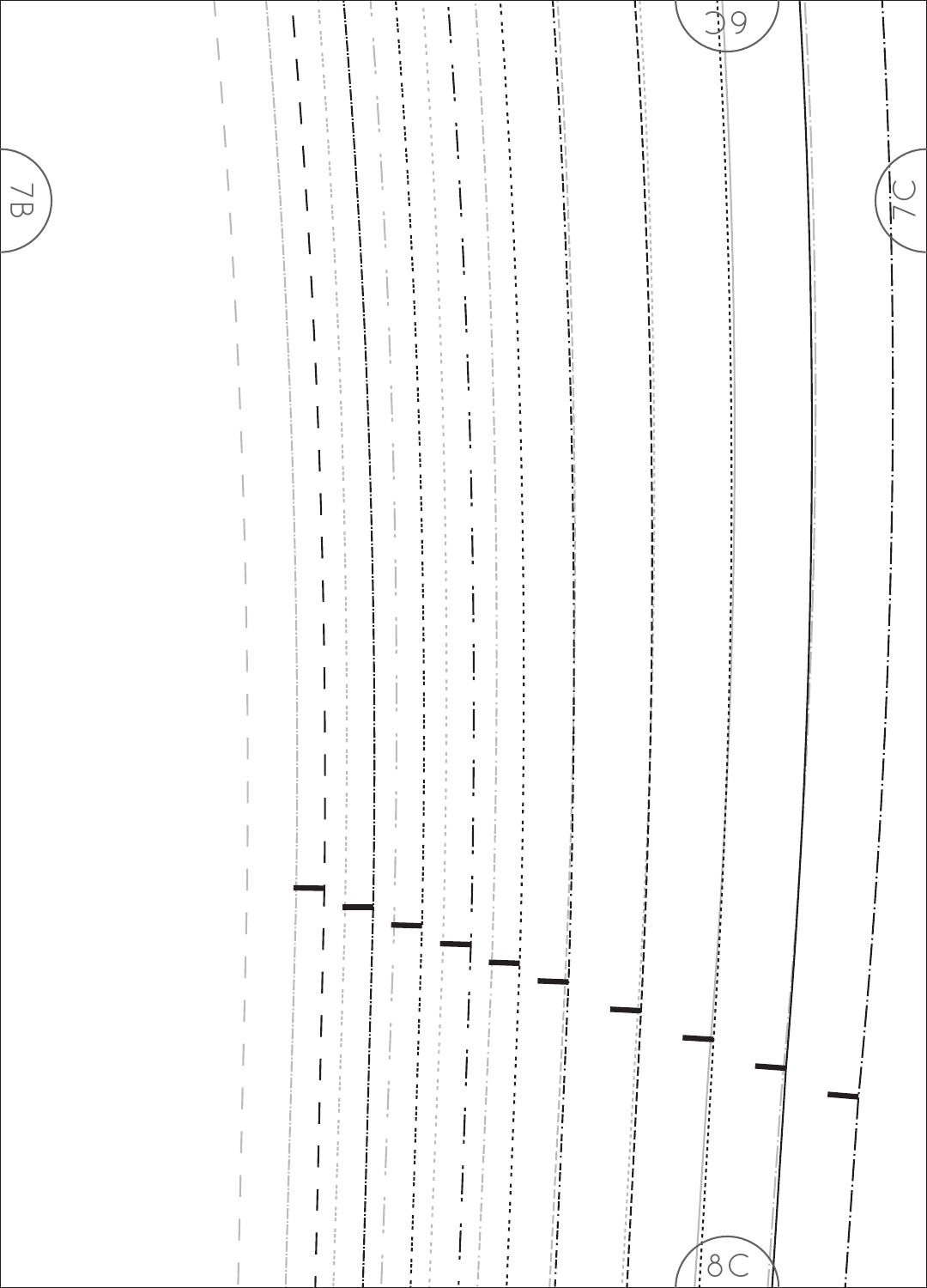7B

6C

7C

8C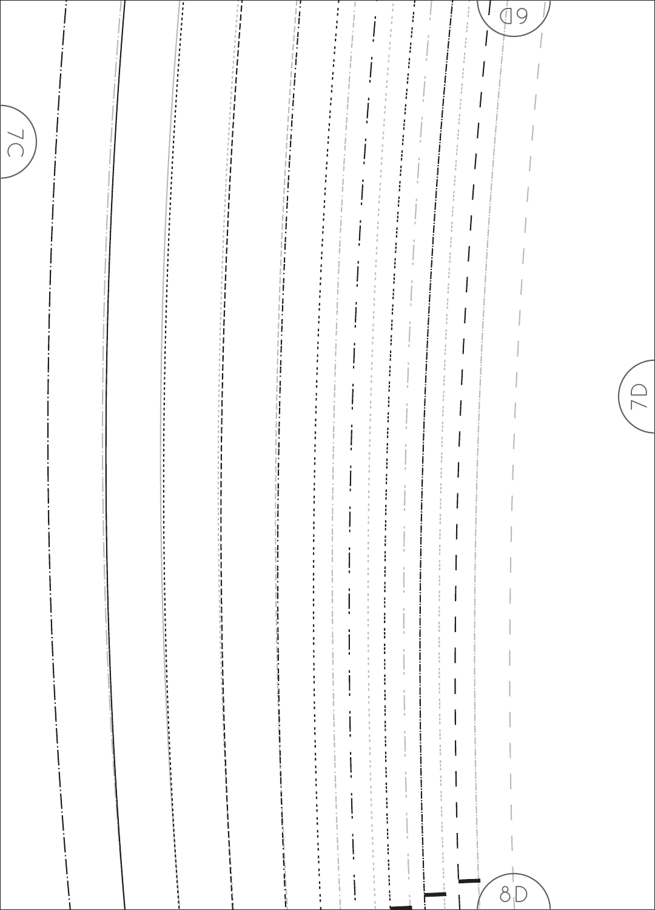7C

6D

7D

8D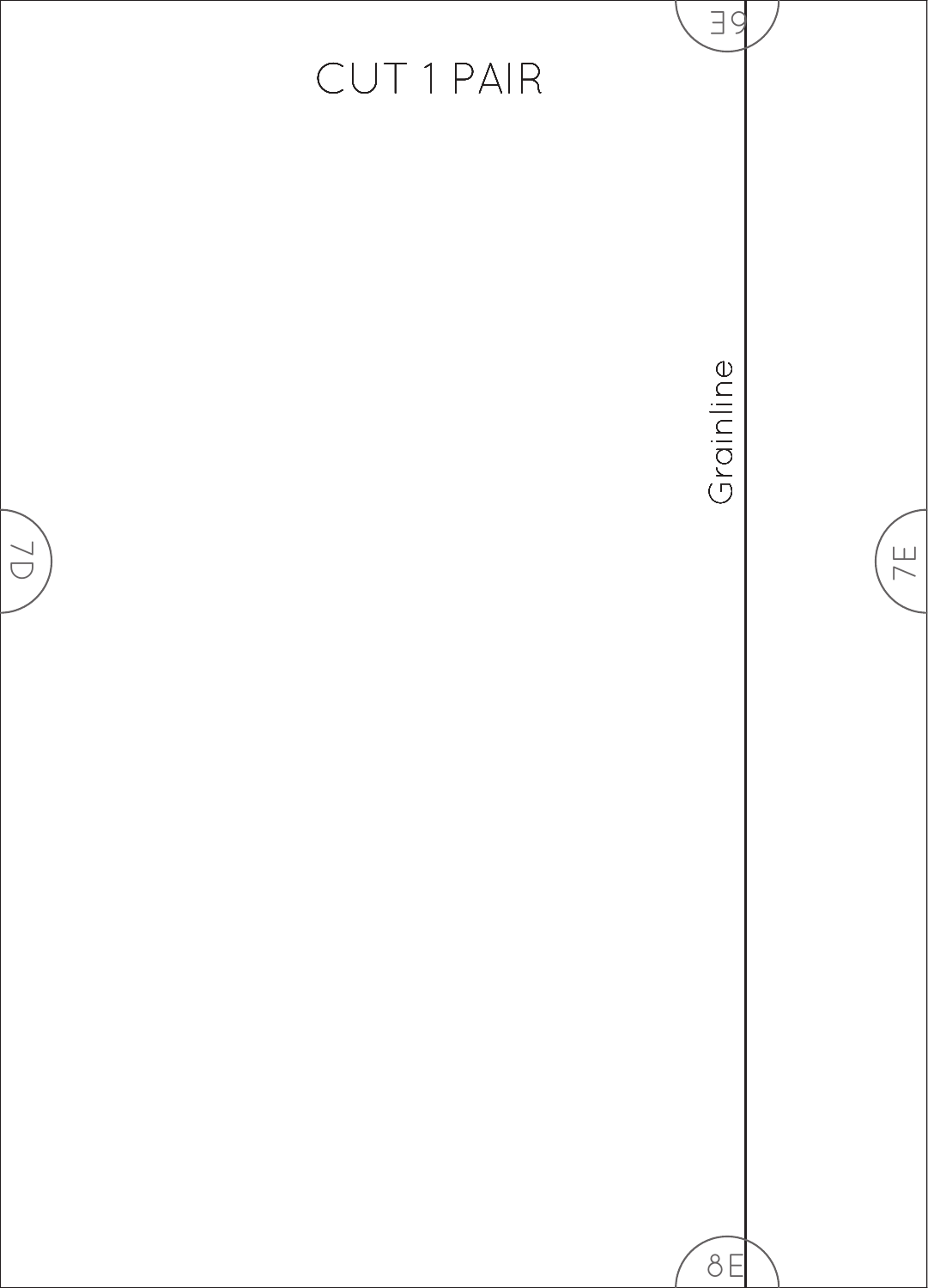CUT 1 PAIR

Grainline

6E

7D

7E

8E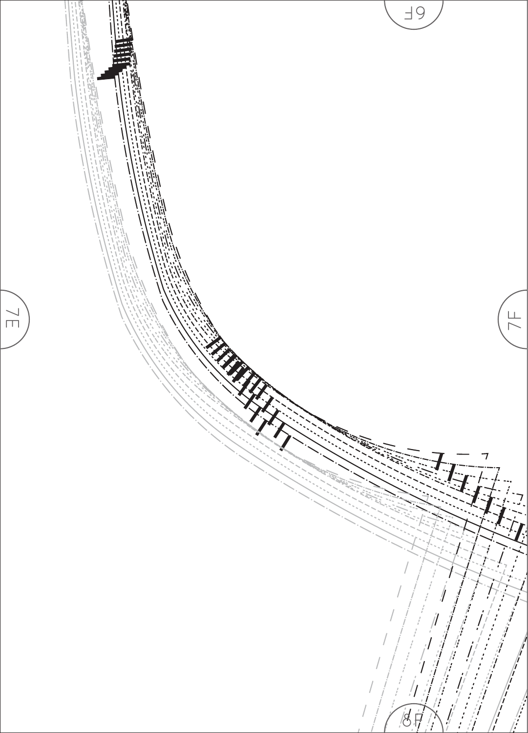6F

7E

7F

8F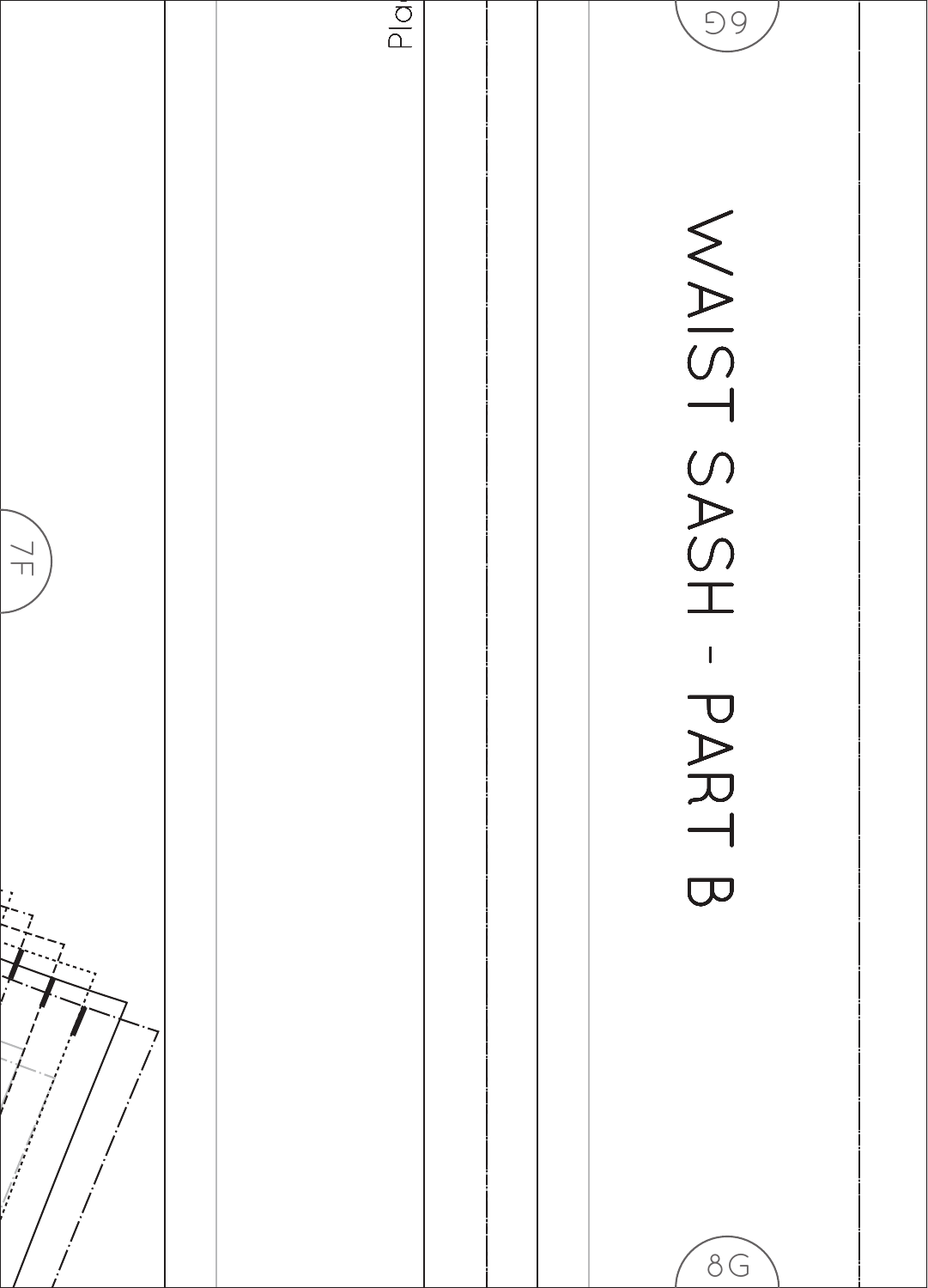WAIST SASH - PART B

6G

7F

8G

Pla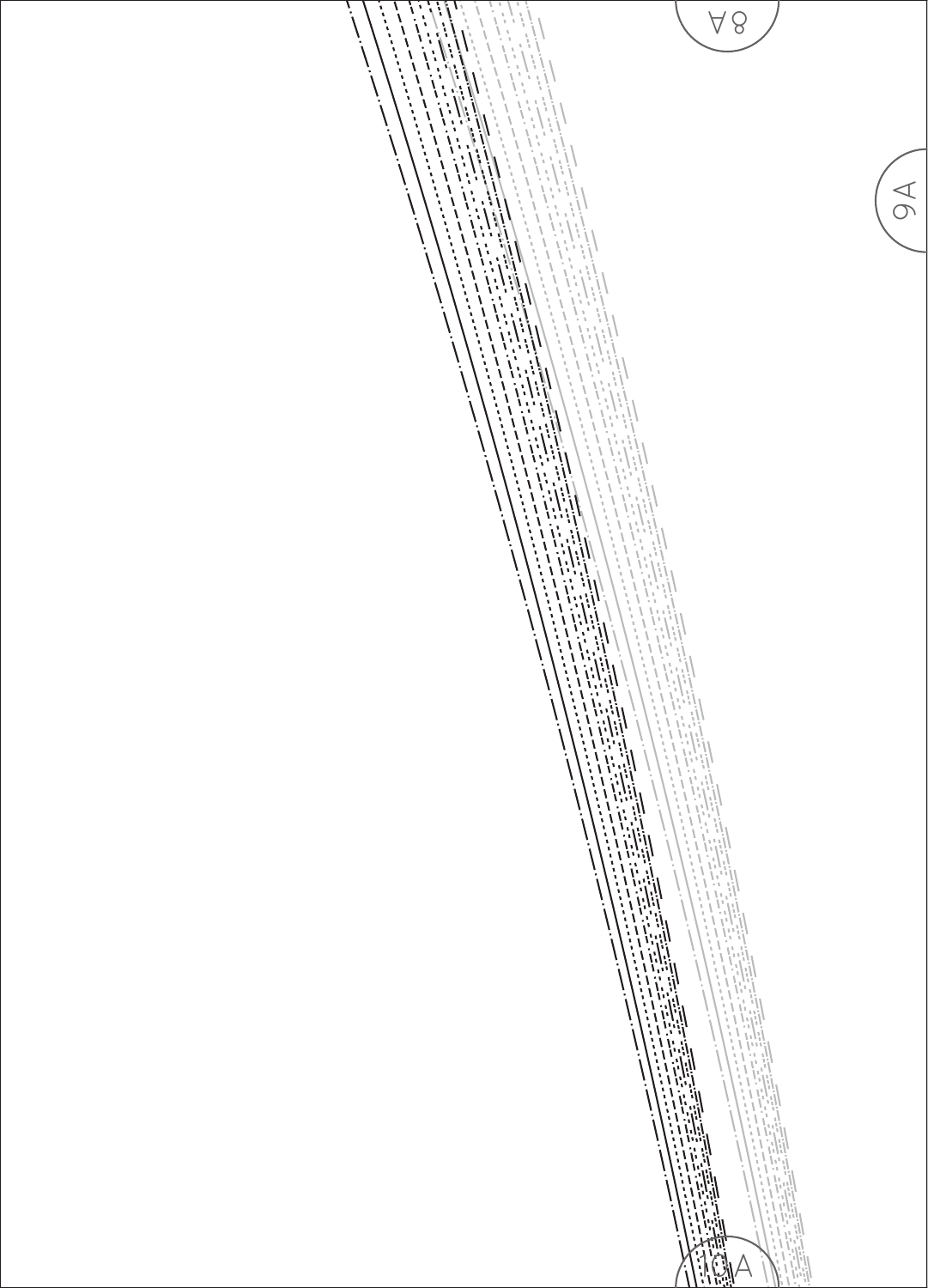8A

9A

10A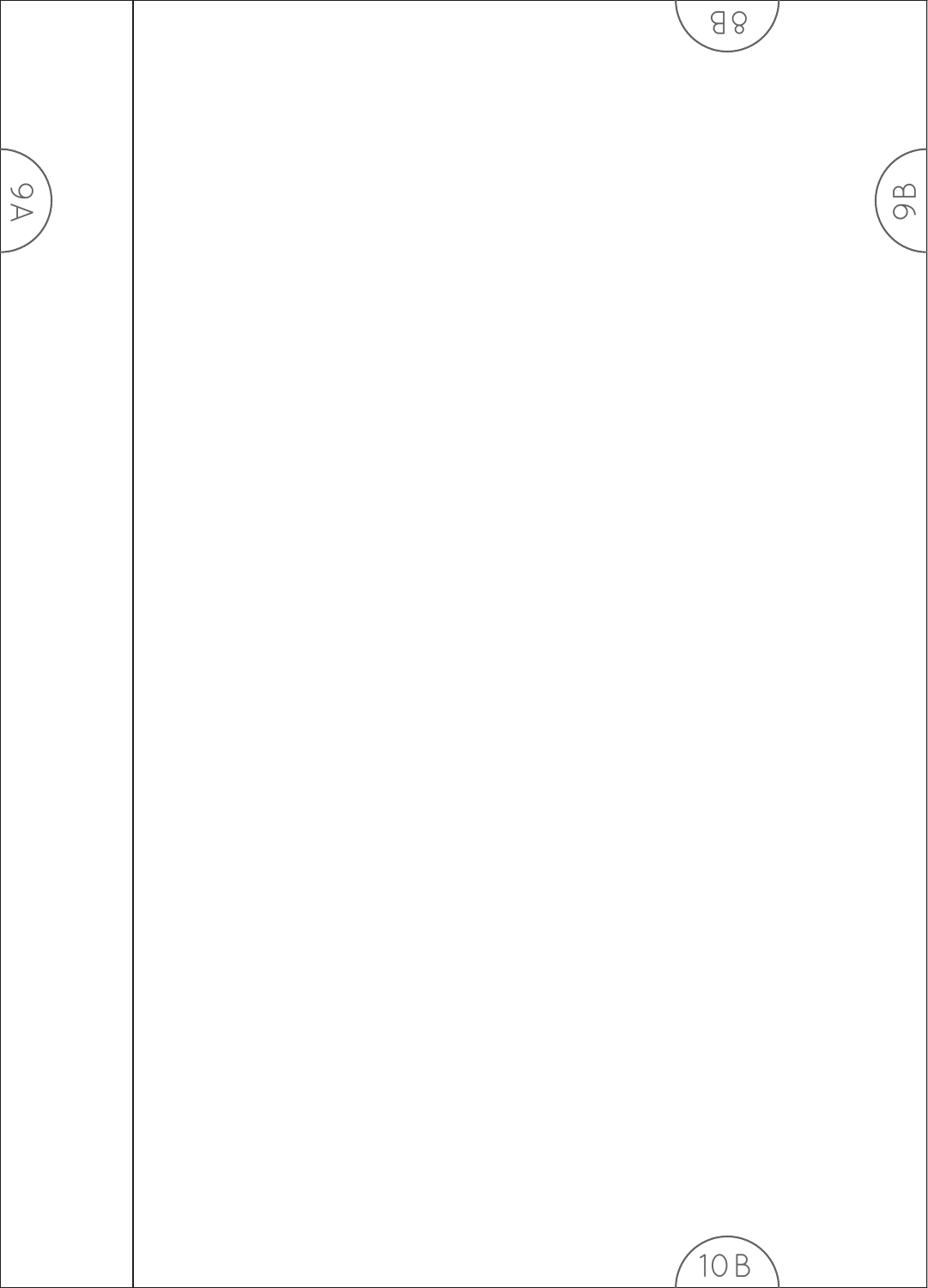8B

9A

9B

10B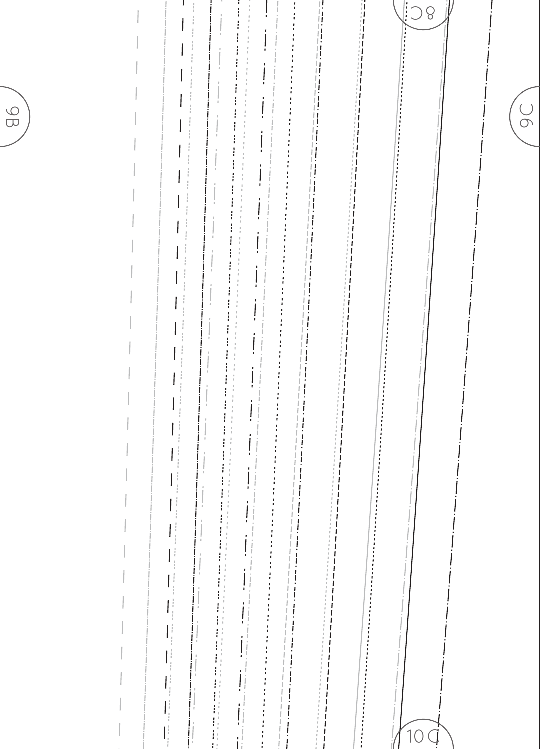8C

9B

9C

10C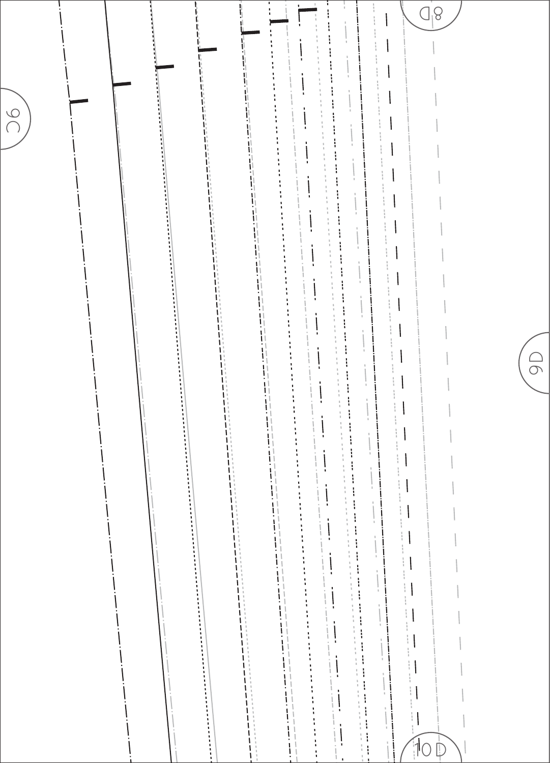9C

8D

9D

10 D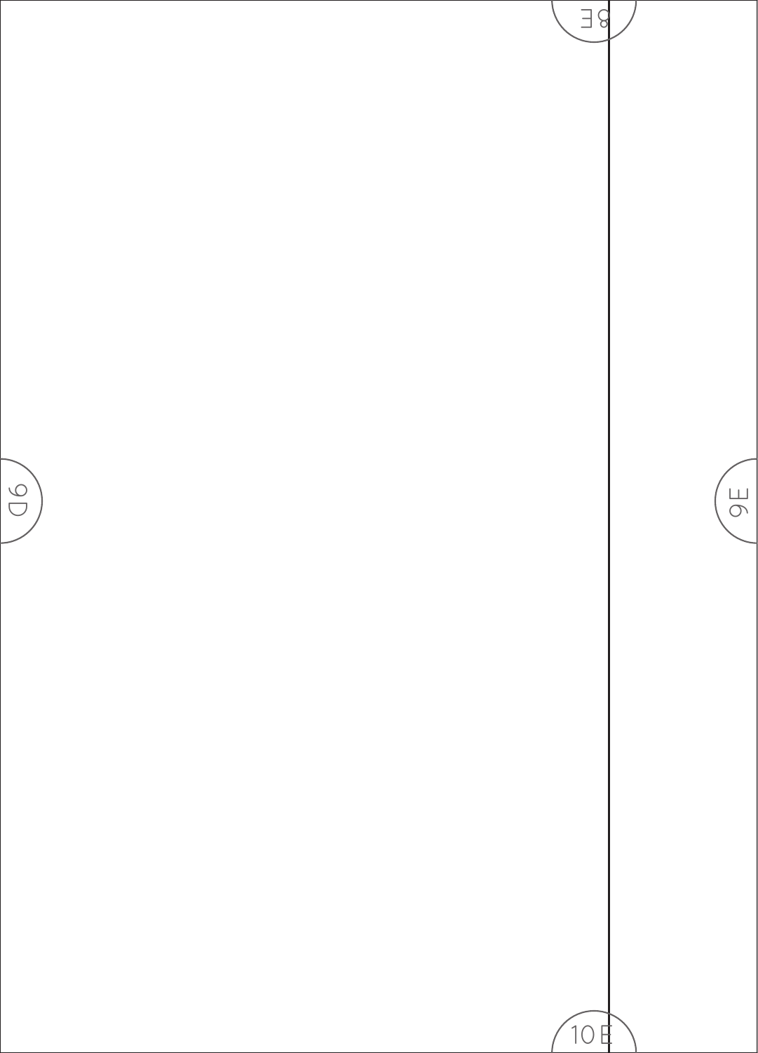8E

9D

9E

10 E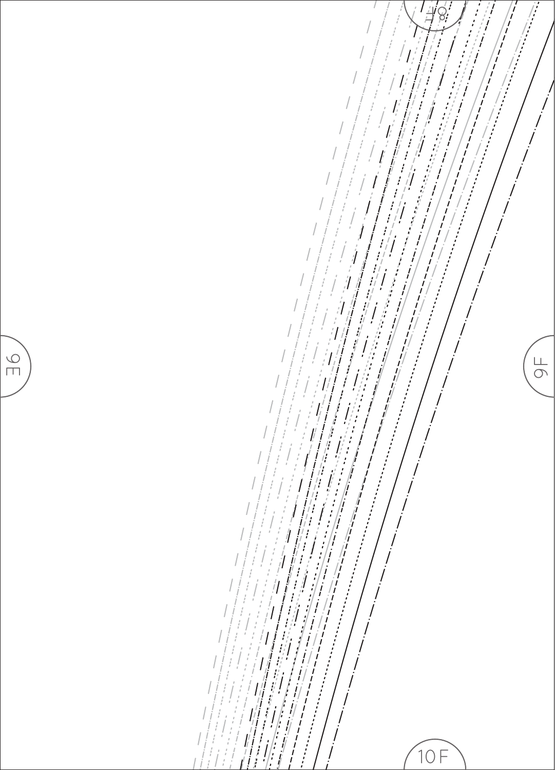8 F

9 E

9 F

10 F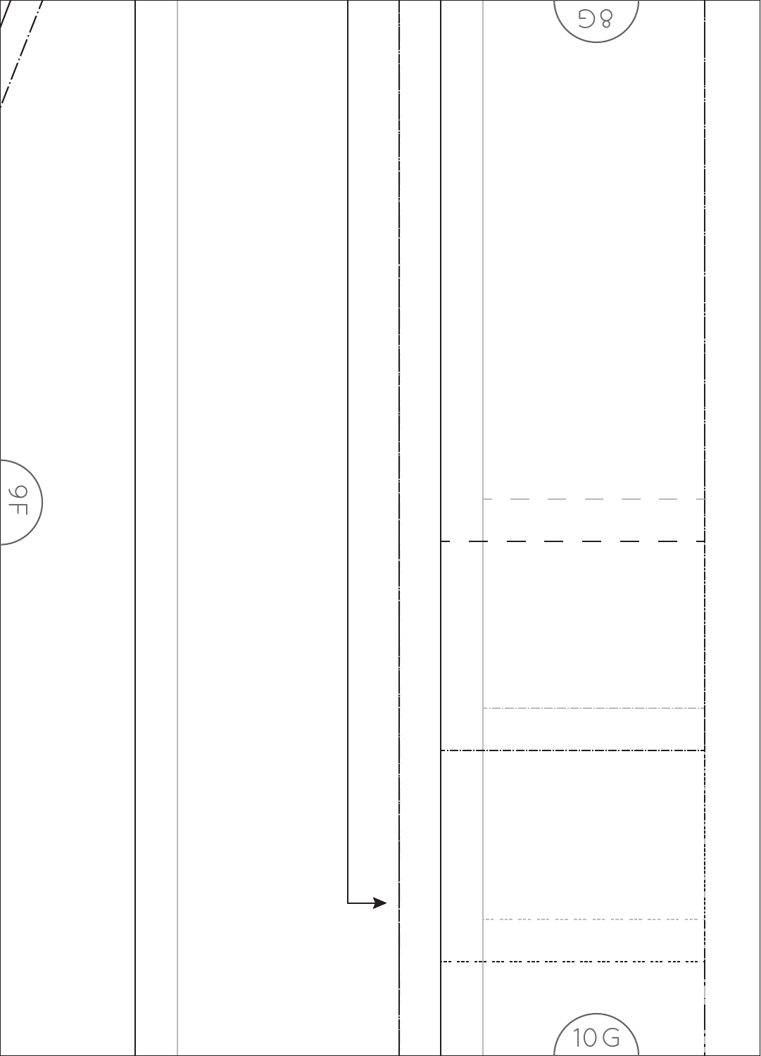8G

9F

10G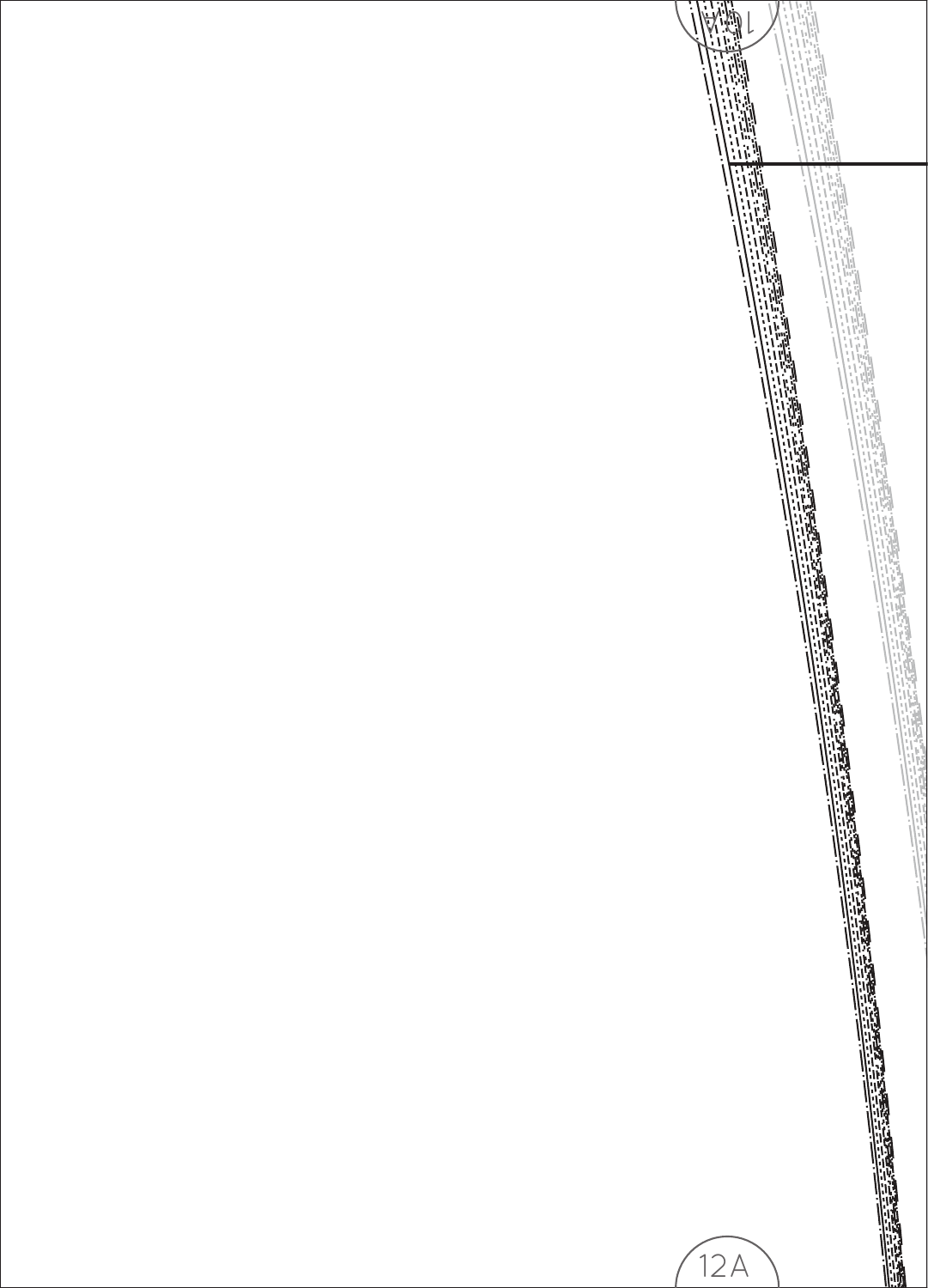12A

12A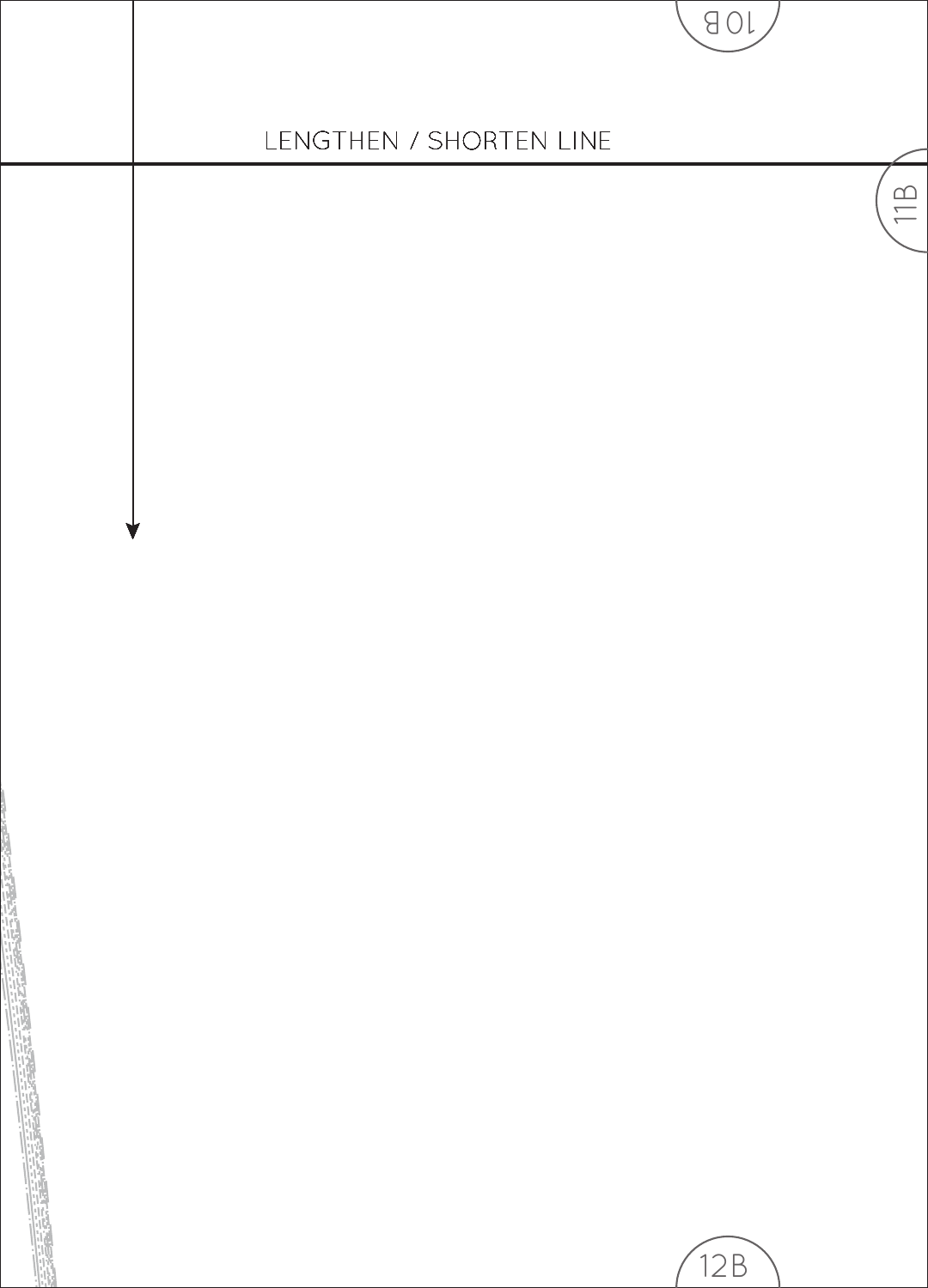10B

LENGTHEN / SHORTEN LINE

11B

12B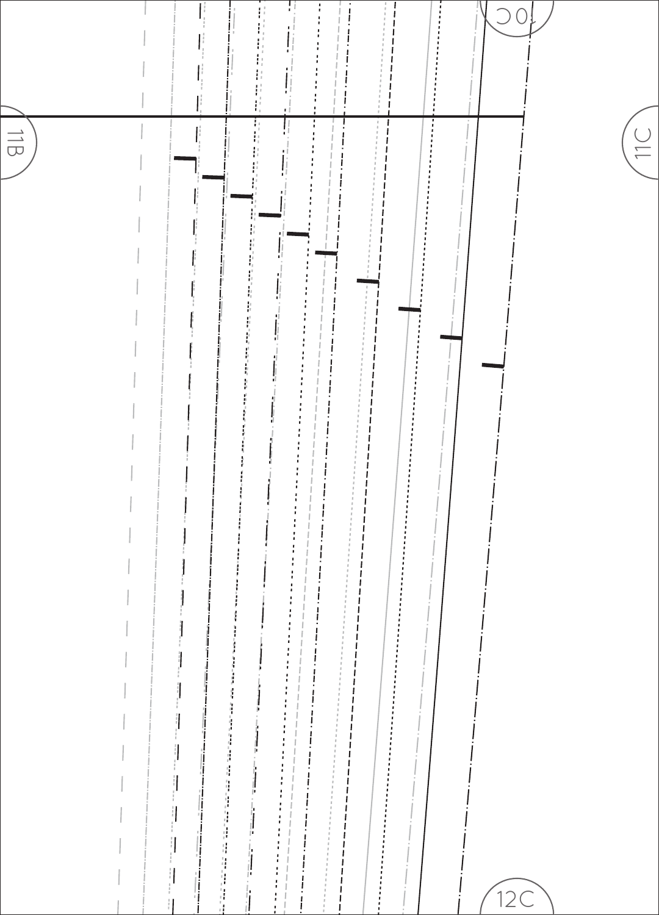10C

11B

11C

12C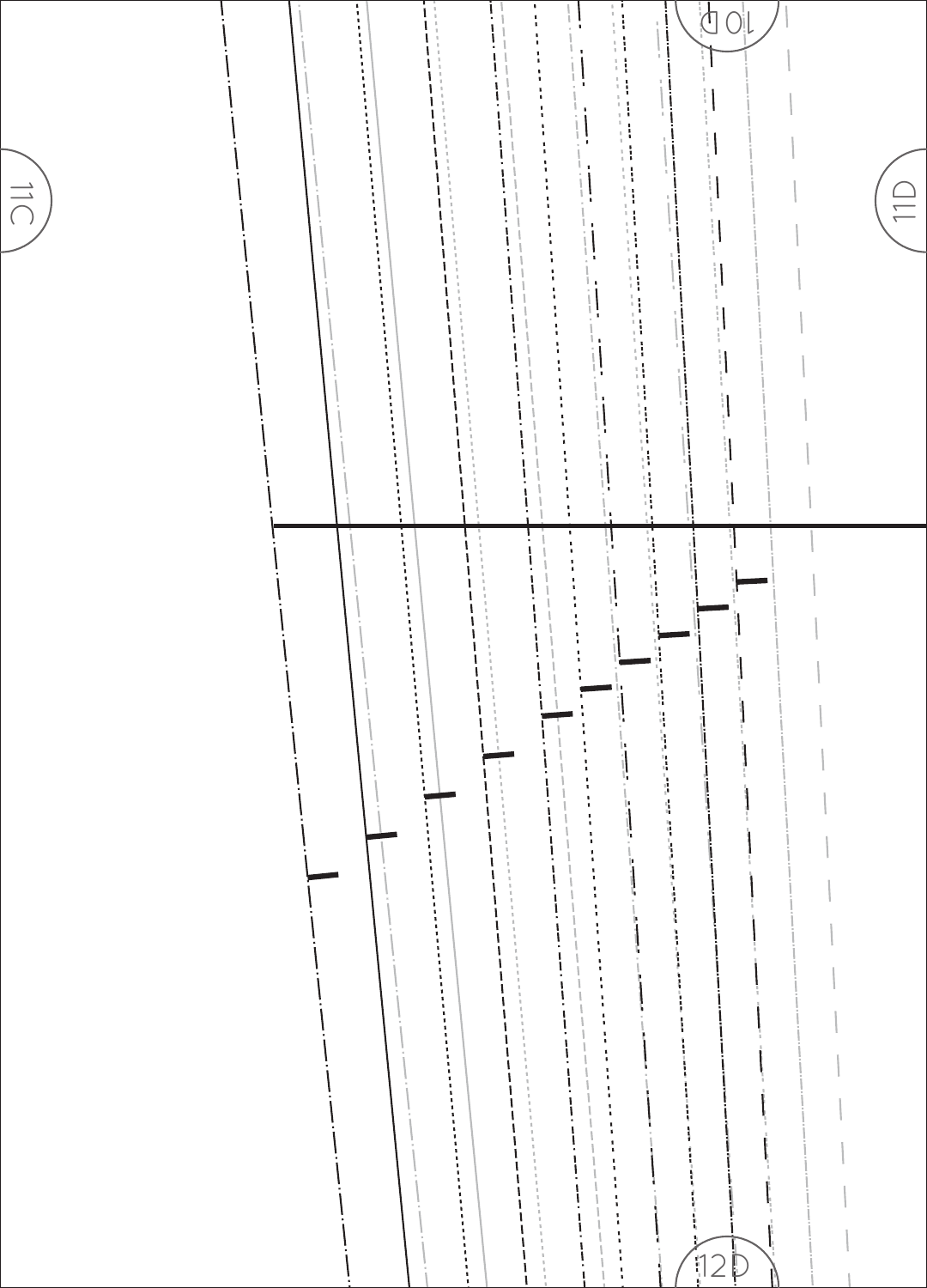10D

11C

11D

12D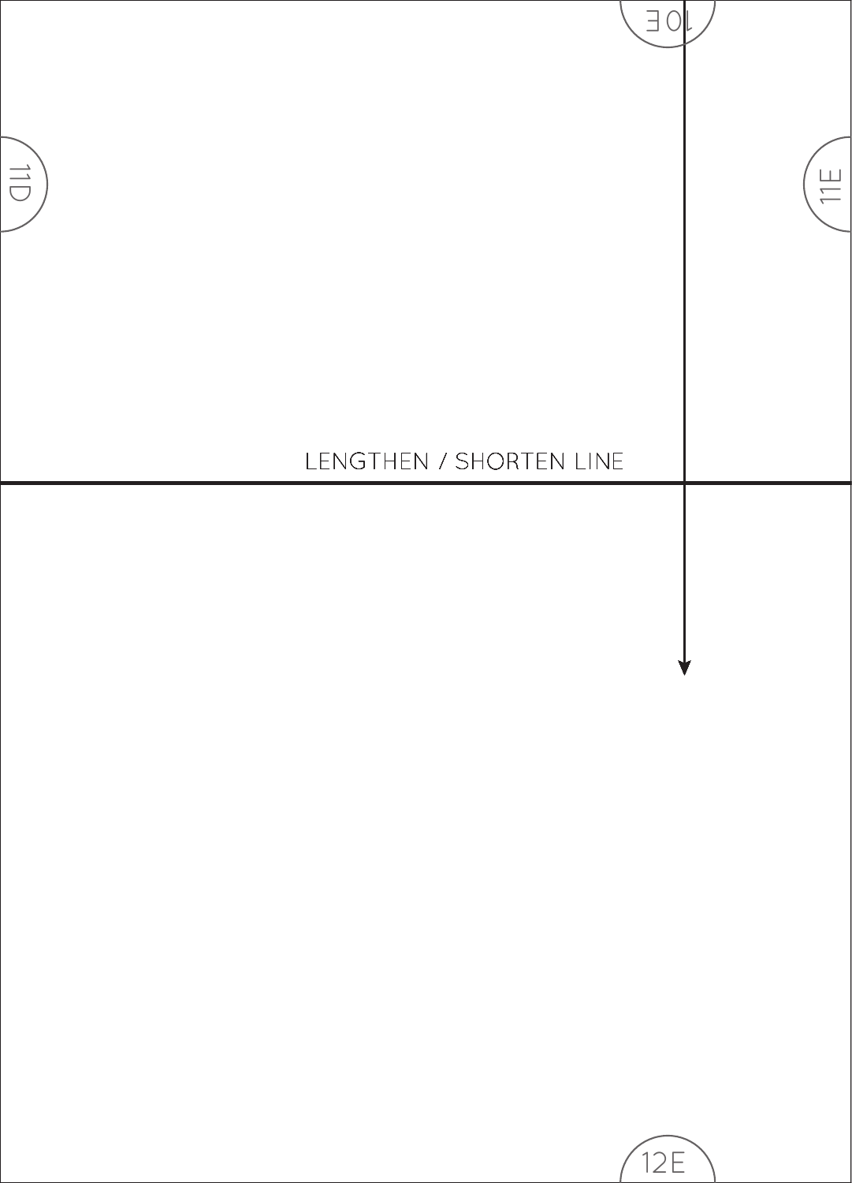10E

11D

11E

LENGTHEN / SHORTEN LINE

12E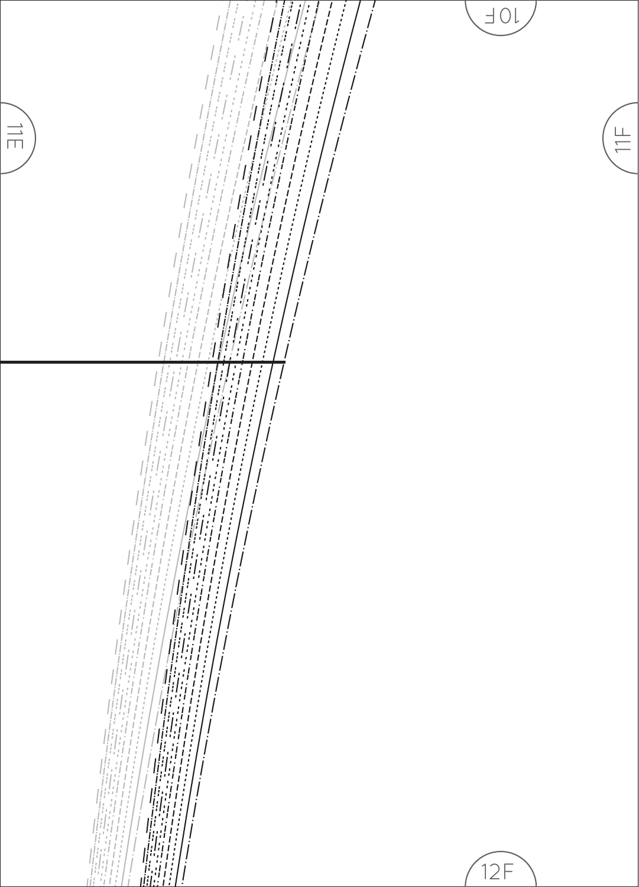10F

11E

11F

12F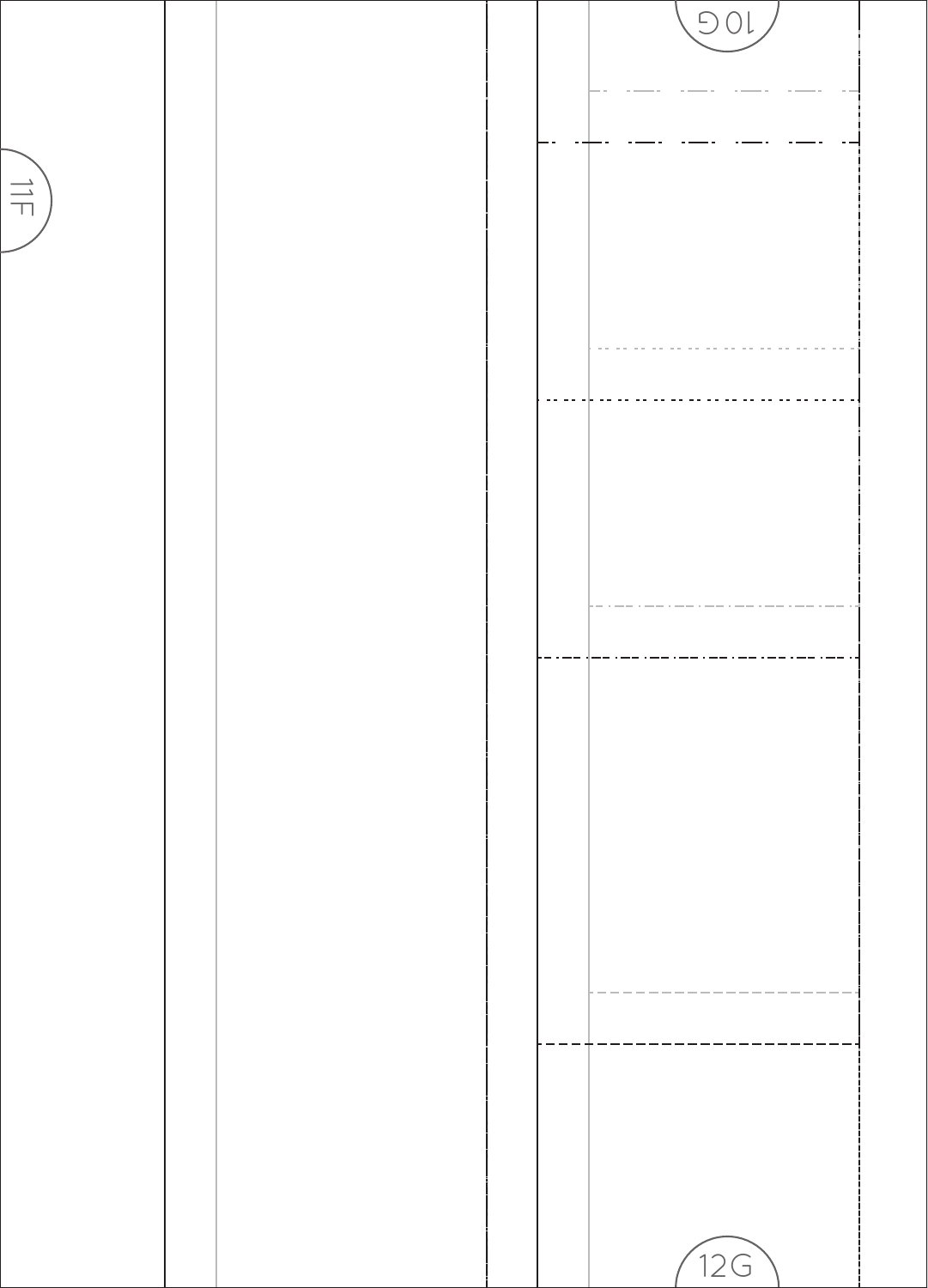10G

11F

12G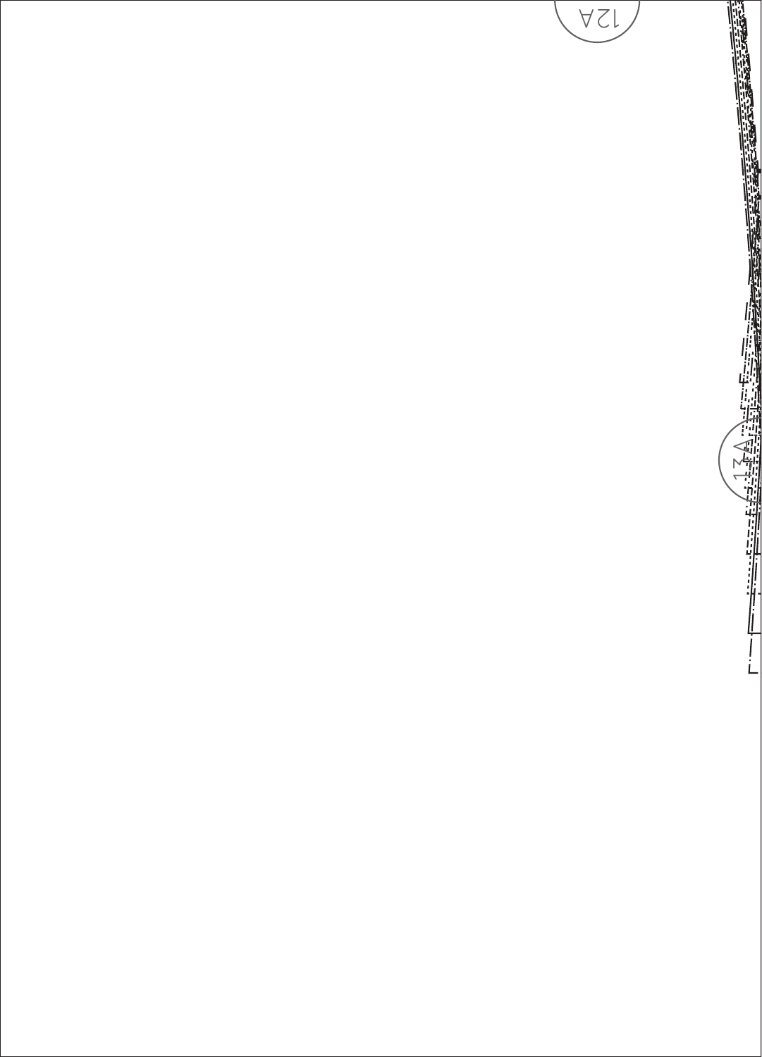12A

13A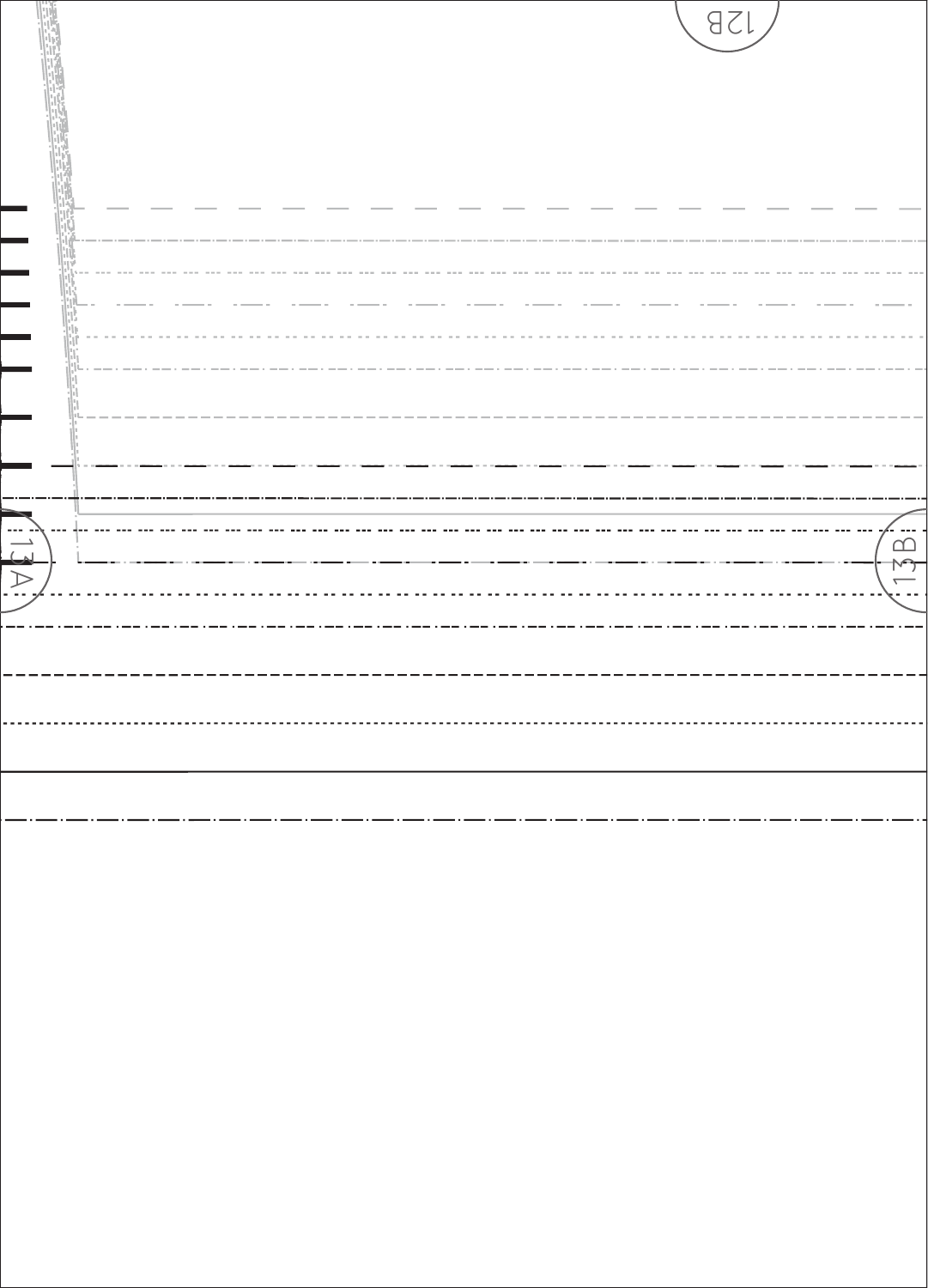12B

13A

13B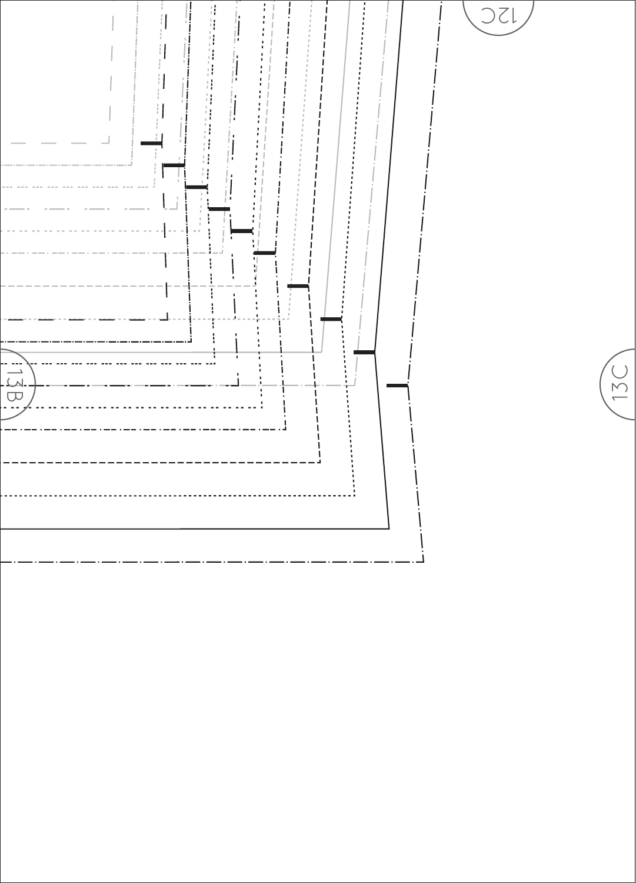12C

13B

13C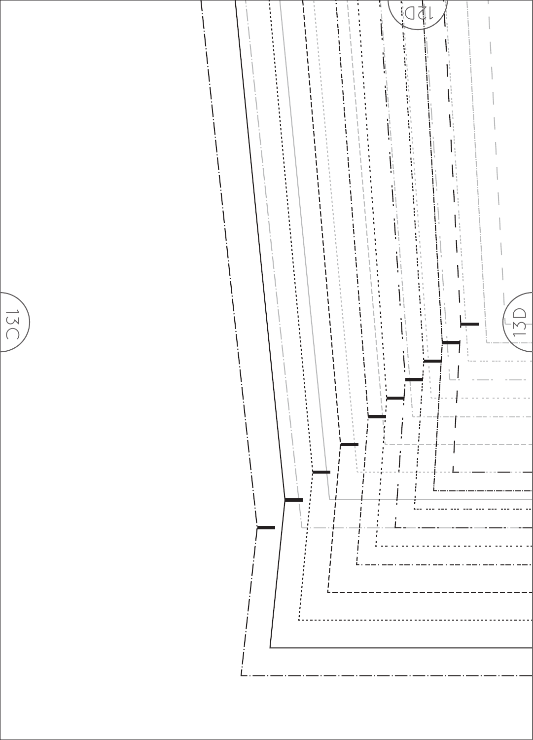12D

13C

13D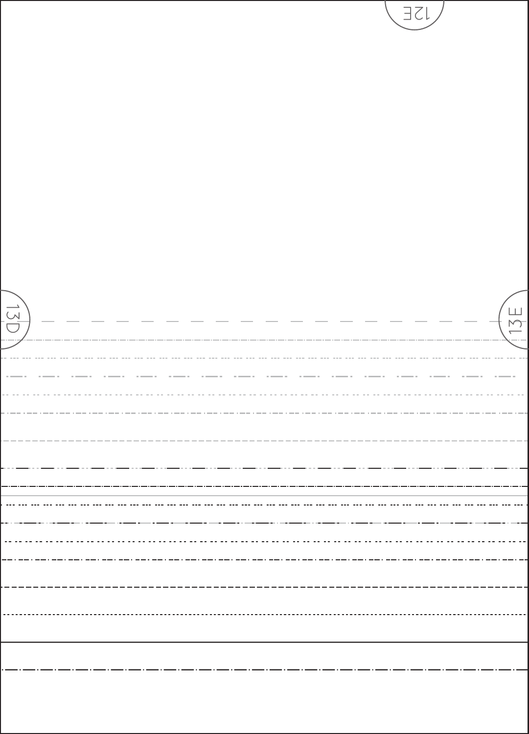12E

13D

13E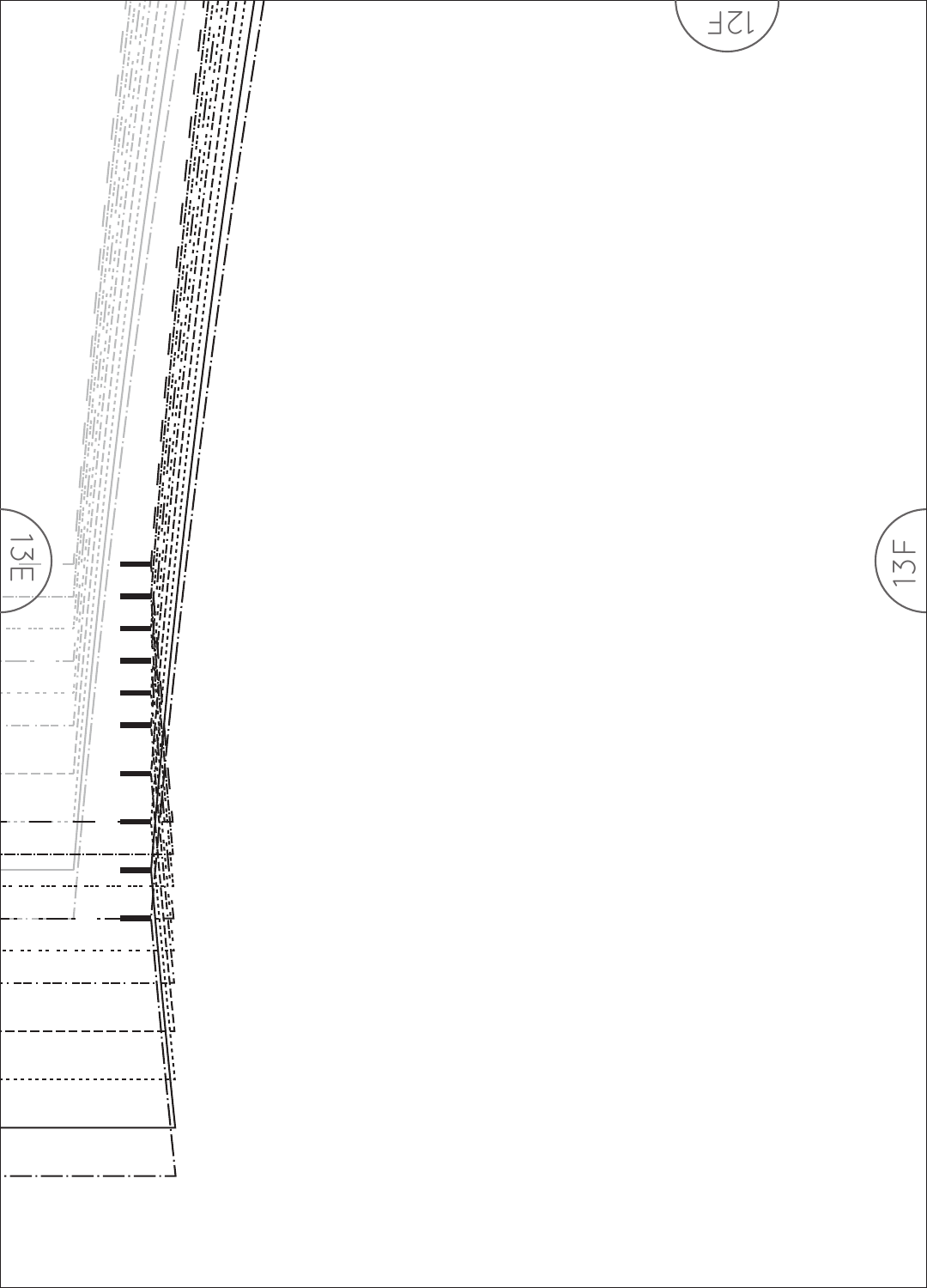12F

13E

13F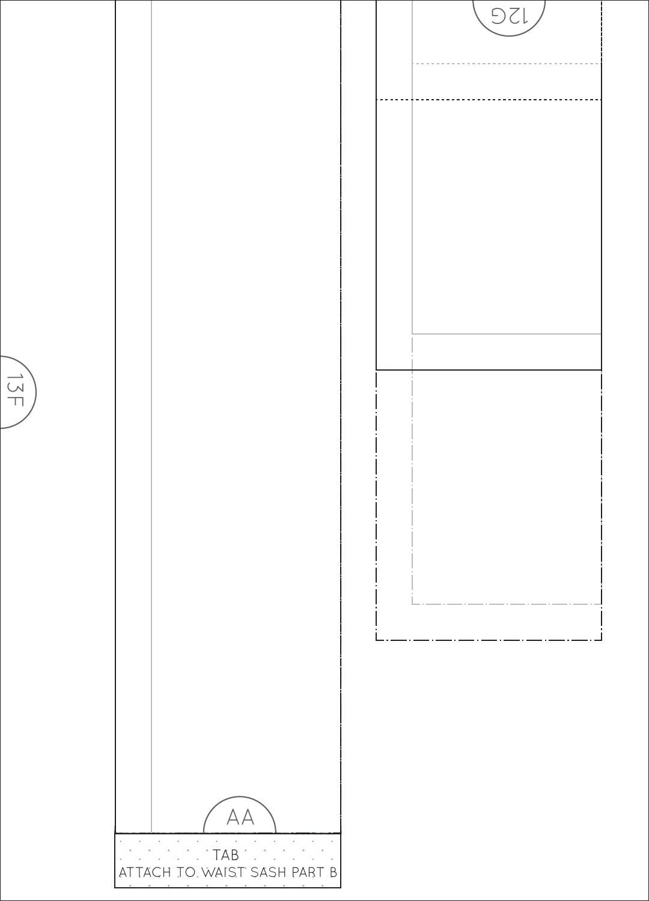12G

13F

AA

TAB
ATTACH TO WAIST SASH PART B